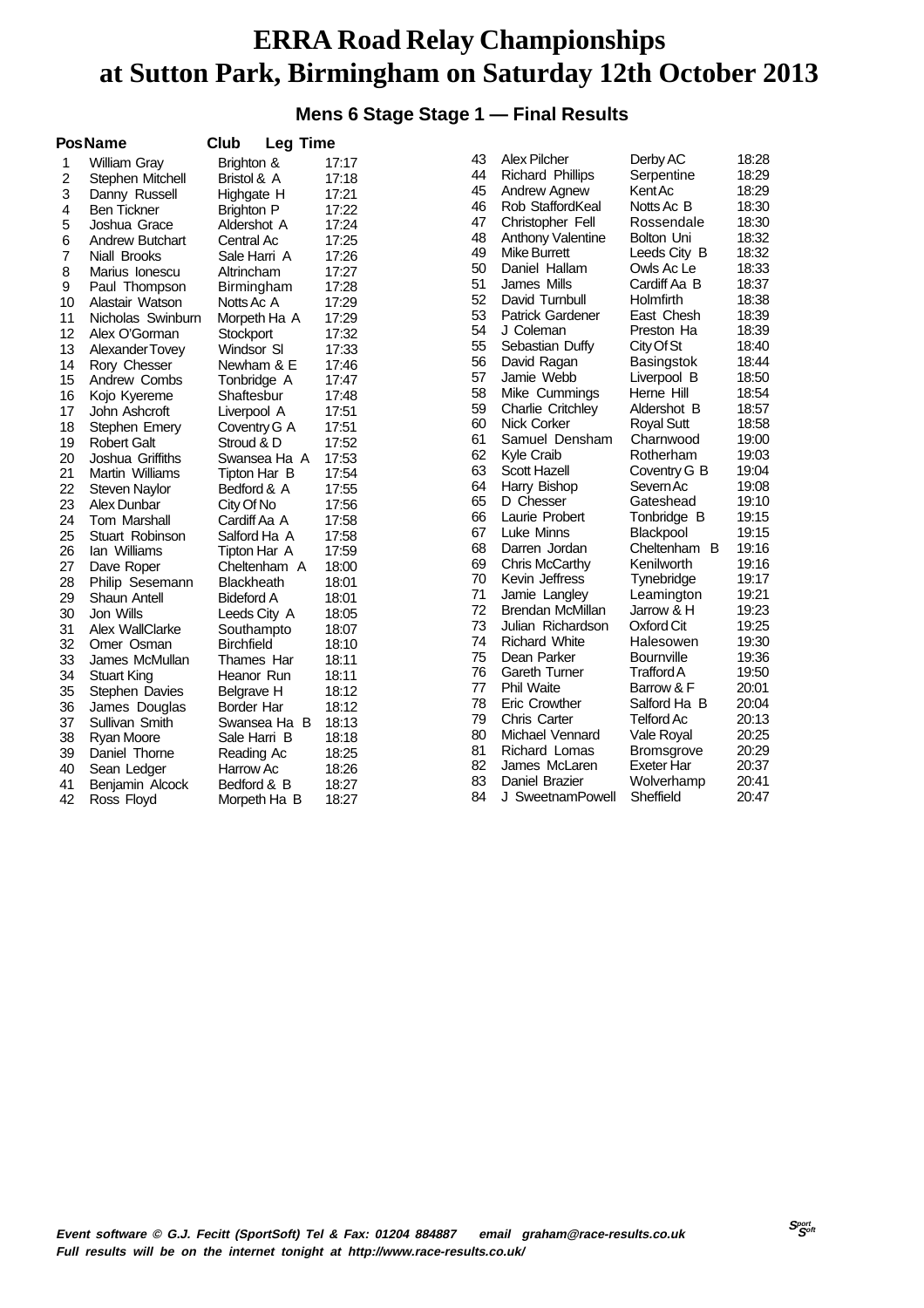# ERRA Road Relay Championships at Sutton Park, Birmingham on Saturday 12th October 2013

## Mens 6 Stage Stage 1 — Final Results

| Pos | Name | Club | Leg Time |
|---|---|---|---|
| 1 | William Gray | Brighton & | 17:17 |
| 2 | Stephen Mitchell | Bristol & A | 17:18 |
| 3 | Danny Russell | Highgate H | 17:21 |
| 4 | Ben Tickner | Brighton P | 17:22 |
| 5 | Joshua Grace | Aldershot A | 17:24 |
| 6 | Andrew Butchart | Central Ac | 17:25 |
| 7 | Niall Brooks | Sale Harri A | 17:26 |
| 8 | Marius Ionescu | Altrincham | 17:27 |
| 9 | Paul Thompson | Birmingham | 17:28 |
| 10 | Alastair Watson | Notts Ac A | 17:29 |
| 11 | Nicholas Swinburn | Morpeth Ha A | 17:29 |
| 12 | Alex O'Gorman | Stockport | 17:32 |
| 13 | Alexander Tovey | Windsor Sl | 17:33 |
| 14 | Rory Chesser | Newham & E | 17:46 |
| 15 | Andrew Combs | Tonbridge A | 17:47 |
| 16 | Kojo Kyereme | Shaftesbur | 17:48 |
| 17 | John Ashcroft | Liverpool A | 17:51 |
| 18 | Stephen Emery | Coventry G A | 17:51 |
| 19 | Robert Galt | Stroud & D | 17:52 |
| 20 | Joshua Griffiths | Swansea Ha A | 17:53 |
| 21 | Martin Williams | Tipton Har B | 17:54 |
| 22 | Steven Naylor | Bedford & A | 17:55 |
| 23 | Alex Dunbar | City Of No | 17:56 |
| 24 | Tom Marshall | Cardiff Aa A | 17:58 |
| 25 | Stuart Robinson | Salford Ha A | 17:58 |
| 26 | Ian Williams | Tipton Har A | 17:59 |
| 27 | Dave Roper | Cheltenham A | 18:00 |
| 28 | Philip Sesemann | Blackheath | 18:01 |
| 29 | Shaun Antell | Bideford A | 18:01 |
| 30 | Jon Wills | Leeds City A | 18:05 |
| 31 | Alex WallClarke | Southampto | 18:07 |
| 32 | Omer Osman | Birchfield | 18:10 |
| 33 | James McMullan | Thames Har | 18:11 |
| 34 | Stuart King | Heanor Run | 18:11 |
| 35 | Stephen Davies | Belgrave H | 18:12 |
| 36 | James Douglas | Border Har | 18:12 |
| 37 | Sullivan Smith | Swansea Ha B | 18:13 |
| 38 | Ryan Moore | Sale Harri B | 18:18 |
| 39 | Daniel Thorne | Reading Ac | 18:25 |
| 40 | Sean Ledger | Harrow Ac | 18:26 |
| 41 | Benjamin Alcock | Bedford & B | 18:27 |
| 42 | Ross Floyd | Morpeth Ha B | 18:27 |
| 43 | Alex Pilcher | Derby AC | 18:28 |
| 44 | Richard Phillips | Serpentine | 18:29 |
| 45 | Andrew Agnew | Kent Ac | 18:29 |
| 46 | Rob StaffordKeal | Notts Ac B | 18:30 |
| 47 | Christopher Fell | Rossendale | 18:30 |
| 48 | Anthony Valentine | Bolton Uni | 18:32 |
| 49 | Mike Burrett | Leeds City B | 18:32 |
| 50 | Daniel Hallam | Owls Ac Le | 18:33 |
| 51 | James Mills | Cardiff Aa B | 18:37 |
| 52 | David Turnbull | Holmfirth | 18:38 |
| 53 | Patrick Gardener | East Chesh | 18:39 |
| 54 | J Coleman | Preston Ha | 18:39 |
| 55 | Sebastian Duffy | City Of St | 18:40 |
| 56 | David Ragan | Basingstok | 18:44 |
| 57 | Jamie Webb | Liverpool B | 18:50 |
| 58 | Mike Cummings | Herne Hill | 18:54 |
| 59 | Charlie Critchley | Aldershot B | 18:57 |
| 60 | Nick Corker | Royal Sutt | 18:58 |
| 61 | Samuel Densham | Charnwood | 19:00 |
| 62 | Kyle Craib | Rotherham | 19:03 |
| 63 | Scott Hazell | Coventry G B | 19:04 |
| 64 | Harry Bishop | Severn Ac | 19:08 |
| 65 | D Chesser | Gateshead | 19:10 |
| 66 | Laurie Probert | Tonbridge B | 19:15 |
| 67 | Luke Minns | Blackpool | 19:15 |
| 68 | Darren Jordan | Cheltenham B | 19:16 |
| 69 | Chris McCarthy | Kenilworth | 19:16 |
| 70 | Kevin Jeffress | Tynebridge | 19:17 |
| 71 | Jamie Langley | Leamington | 19:21 |
| 72 | Brendan McMillan | Jarrow & H | 19:23 |
| 73 | Julian Richardson | Oxford Cit | 19:25 |
| 74 | Richard White | Halesowen | 19:30 |
| 75 | Dean Parker | Bournville | 19:36 |
| 76 | Gareth Turner | Trafford A | 19:50 |
| 77 | Phil Waite | Barrow & F | 20:01 |
| 78 | Eric Crowther | Salford Ha B | 20:04 |
| 79 | Chris Carter | Telford Ac | 20:13 |
| 80 | Michael Vennard | Vale Royal | 20:25 |
| 81 | Richard Lomas | Bromsgrove | 20:29 |
| 82 | James McLaren | Exeter Har | 20:37 |
| 83 | Daniel Brazier | Wolverhamp | 20:41 |
| 84 | J SweetnamPowell | Sheffield | 20:47 |

*Event software © G.J. Fecitt (SportSoft) Tel & Fax: 01204 884887 email graham@race-results.co.uk*
*Full results will be on the internet tonight at http://www.race-results.co.uk/*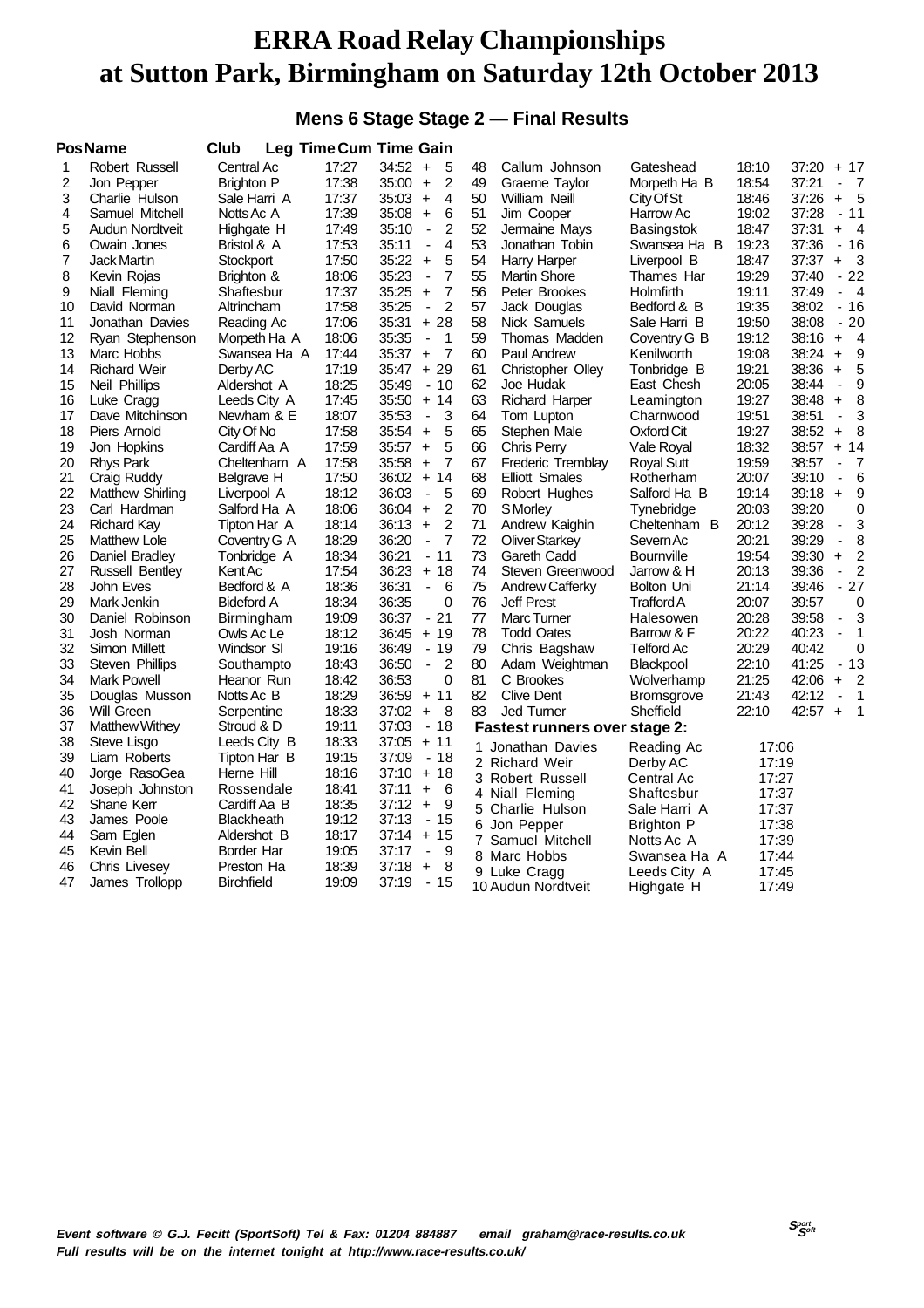# ERRA Road Relay Championships at Sutton Park, Birmingham on Saturday 12th October 2013

## Mens 6 Stage Stage 2 — Final Results

| Pos | Name | Club | Leg Time | Cum Time | Gain |
|---|---|---|---|---|---|
| 1 | Robert Russell | Central Ac | 17:27 | 34:52 | + 5 |
| 2 | Jon Pepper | Brighton P | 17:38 | 35:00 | + 2 |
| 3 | Charlie Hulson | Sale Harri A | 17:37 | 35:03 | + 4 |
| 4 | Samuel Mitchell | Notts Ac A | 17:39 | 35:08 | + 6 |
| 5 | Audun Nordtveit | Highgate H | 17:49 | 35:10 | - 2 |
| 6 | Owain Jones | Bristol & A | 17:53 | 35:11 | - 4 |
| 7 | Jack Martin | Stockport | 17:50 | 35:22 | + 5 |
| 8 | Kevin Rojas | Brighton & | 18:06 | 35:23 | - 7 |
| 9 | Niall Fleming | Shaftesbur | 17:37 | 35:25 | + 7 |
| 10 | David Norman | Altrincham | 17:58 | 35:25 | - 2 |
| 11 | Jonathan Davies | Reading Ac | 17:06 | 35:31 | + 28 |
| 12 | Ryan Stephenson | Morpeth Ha A | 18:06 | 35:35 | - 1 |
| 13 | Marc Hobbs | Swansea Ha A | 17:44 | 35:37 | + 7 |
| 14 | Richard Weir | Derby AC | 17:19 | 35:47 | + 29 |
| 15 | Neil Phillips | Aldershot A | 18:25 | 35:49 | - 10 |
| 16 | Luke Cragg | Leeds City A | 17:45 | 35:50 | + 14 |
| 17 | Dave Mitchinson | Newham & E | 18:07 | 35:53 | - 3 |
| 18 | Piers Arnold | City Of No | 17:58 | 35:54 | + 5 |
| 19 | Jon Hopkins | Cardiff Aa A | 17:59 | 35:57 | + 5 |
| 20 | Rhys Park | Cheltenham A | 17:58 | 35:58 | + 7 |
| 21 | Craig Ruddy | Belgrave H | 17:50 | 36:02 | + 14 |
| 22 | Matthew Shirling | Liverpool A | 18:12 | 36:03 | - 5 |
| 23 | Carl Hardman | Salford Ha A | 18:06 | 36:04 | + 2 |
| 24 | Richard Kay | Tipton Har A | 18:14 | 36:13 | + 2 |
| 25 | Matthew Lole | Coventry G A | 18:29 | 36:20 | - 7 |
| 26 | Daniel Bradley | Tonbridge A | 18:34 | 36:21 | - 11 |
| 27 | Russell Bentley | Kent Ac | 17:54 | 36:23 | + 18 |
| 28 | John Eves | Bedford & A | 18:36 | 36:31 | - 6 |
| 29 | Mark Jenkin | Bideford A | 18:34 | 36:35 | 0 |
| 30 | Daniel Robinson | Birmingham | 19:09 | 36:37 | - 21 |
| 31 | Josh Norman | Owls Ac Le | 18:12 | 36:45 | + 19 |
| 32 | Simon Millett | Windsor Sl | 19:16 | 36:49 | - 19 |
| 33 | Steven Phillips | Southampto | 18:43 | 36:50 | - 2 |
| 34 | Mark Powell | Heanor Run | 18:42 | 36:53 | 0 |
| 35 | Douglas Musson | Notts Ac B | 18:29 | 36:59 | + 11 |
| 36 | Will Green | Serpentine | 18:33 | 37:02 | + 8 |
| 37 | Matthew Withey | Stroud & D | 19:11 | 37:03 | - 18 |
| 38 | Steve Lisgo | Leeds City B | 18:33 | 37:05 | + 11 |
| 39 | Liam Roberts | Tipton Har B | 19:15 | 37:09 | - 18 |
| 40 | Jorge RasoGea | Herne Hill | 18:16 | 37:10 | + 18 |
| 41 | Joseph Johnston | Rossendale | 18:41 | 37:11 | + 6 |
| 42 | Shane Kerr | Cardiff Aa B | 18:35 | 37:12 | + 9 |
| 43 | James Poole | Blackheath | 19:12 | 37:13 | - 15 |
| 44 | Sam Eglen | Aldershot B | 18:17 | 37:14 | + 15 |
| 45 | Kevin Bell | Border Har | 19:05 | 37:17 | - 9 |
| 46 | Chris Livesey | Preston Ha | 18:39 | 37:18 | + 8 |
| 47 | James Trollopp | Birchfield | 19:09 | 37:19 | - 15 |
| 48 | Callum Johnson | Gateshead | 18:10 | 37:20 | + 17 |
| 49 | Graeme Taylor | Morpeth Ha B | 18:54 | 37:21 | - 7 |
| 50 | William Neill | City Of St | 18:46 | 37:26 | + 5 |
| 51 | Jim Cooper | Harrow Ac | 19:02 | 37:28 | - 11 |
| 52 | Jermaine Mays | Basingstok | 18:47 | 37:31 | + 4 |
| 53 | Jonathan Tobin | Swansea Ha B | 19:23 | 37:36 | - 16 |
| 54 | Harry Harper | Liverpool B | 18:47 | 37:37 | + 3 |
| 55 | Martin Shore | Thames Har | 19:29 | 37:40 | - 22 |
| 56 | Peter Brookes | Holmfirth | 19:11 | 37:49 | - 4 |
| 57 | Jack Douglas | Bedford & B | 19:35 | 38:02 | - 16 |
| 58 | Nick Samuels | Sale Harri B | 19:50 | 38:08 | - 20 |
| 59 | Thomas Madden | Coventry G B | 19:12 | 38:16 | + 4 |
| 60 | Paul Andrew | Kenilworth | 19:08 | 38:24 | + 9 |
| 61 | Christopher Olley | Tonbridge B | 19:21 | 38:36 | + 5 |
| 62 | Joe Hudak | East Chesh | 20:05 | 38:44 | - 9 |
| 63 | Richard Harper | Leamington | 19:27 | 38:48 | + 8 |
| 64 | Tom Lupton | Charnwood | 19:51 | 38:51 | - 3 |
| 65 | Stephen Male | Oxford Cit | 19:27 | 38:52 | + 8 |
| 66 | Chris Perry | Vale Royal | 18:32 | 38:57 | + 14 |
| 67 | Frederic Tremblay | Royal Sutt | 19:59 | 38:57 | - 7 |
| 68 | Elliott Smales | Rotherham | 20:07 | 39:10 | - 6 |
| 69 | Robert Hughes | Salford Ha B | 19:14 | 39:18 | + 9 |
| 70 | S Morley | Tynebridge | 20:03 | 39:20 | 0 |
| 71 | Andrew Kaighin | Cheltenham B | 20:12 | 39:28 | - 3 |
| 72 | Oliver Starkey | Severn Ac | 20:21 | 39:29 | - 8 |
| 73 | Gareth Cadd | Bournville | 19:54 | 39:30 | + 2 |
| 74 | Steven Greenwood | Jarrow & H | 20:13 | 39:36 | - 2 |
| 75 | Andrew Cafferky | Bolton Uni | 21:14 | 39:46 | - 27 |
| 76 | Jeff Prest | Trafford A | 20:07 | 39:57 | 0 |
| 77 | Marc Turner | Halesowen | 20:28 | 39:58 | - 3 |
| 78 | Todd Oates | Barrow & F | 20:22 | 40:23 | - 1 |
| 79 | Chris Bagshaw | Telford Ac | 20:29 | 40:42 | 0 |
| 80 | Adam Weightman | Blackpool | 22:10 | 41:25 | - 13 |
| 81 | C Brookes | Wolverhamp | 21:25 | 42:06 | + 2 |
| 82 | Clive Dent | Bromsgrove | 21:43 | 42:12 | - 1 |
| 83 | Jed Turner | Sheffield | 22:10 | 42:57 | + 1 |

**Fastest runners over stage 2:**

| | Name | Club | Time |
|---|---|---|---|
| 1 | Jonathan Davies | Reading Ac | 17:06 |
| 2 | Richard Weir | Derby AC | 17:19 |
| 3 | Robert Russell | Central Ac | 17:27 |
| 4 | Niall Fleming | Shaftesbur | 17:37 |
| 5 | Charlie Hulson | Sale Harri A | 17:37 |
| 6 | Jon Pepper | Brighton P | 17:38 |
| 7 | Samuel Mitchell | Notts Ac A | 17:39 |
| 8 | Marc Hobbs | Swansea Ha A | 17:44 |
| 9 | Luke Cragg | Leeds City A | 17:45 |
| 10 | Audun Nordtveit | Highgate H | 17:49 |

*Event software © G.J. Fecitt (SportSoft) Tel & Fax: 01204 884887 email graham@race-results.co.uk*
*Full results will be on the internet tonight at http://www.race-results.co.uk/*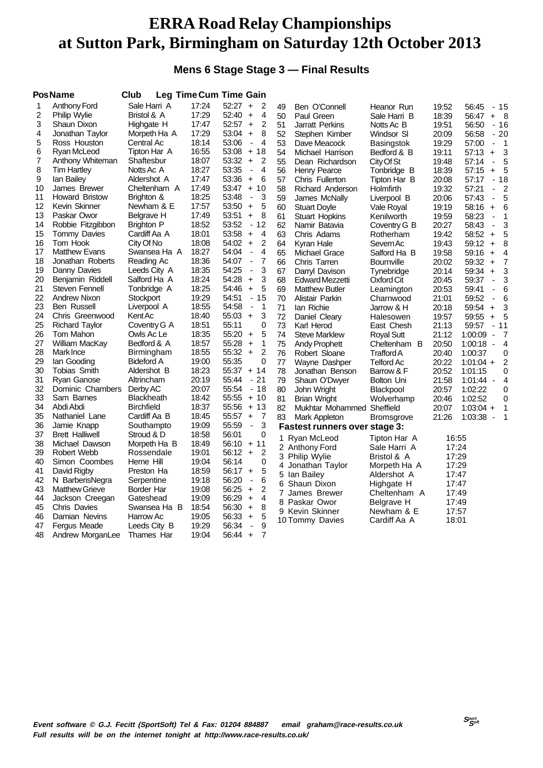# ERRA Road Relay Championships at Sutton Park, Birmingham on Saturday 12th October 2013

### Mens 6 Stage Stage 3 — Final Results

| Pos | Name | Club | Leg Time | Cum Time | Gain |
|---|---|---|---|---|---|
| 1 | Anthony Ford | Sale Harri A | 17:24 | 52:27 | + 2 |
| 2 | Philip Wylie | Bristol & A | 17:29 | 52:40 | + 4 |
| 3 | Shaun Dixon | Highgate H | 17:47 | 52:57 | + 2 |
| 4 | Jonathan Taylor | Morpeth Ha A | 17:29 | 53:04 | + 8 |
| 5 | Ross Houston | Central Ac | 18:14 | 53:06 | - 4 |
| 6 | Ryan McLeod | Tipton Har A | 16:55 | 53:08 | + 18 |
| 7 | Anthony Whiteman | Shaftesbur | 18:07 | 53:32 | + 2 |
| 8 | Tim Hartley | Notts Ac A | 18:27 | 53:35 | - 4 |
| 9 | Ian Bailey | Aldershot A | 17:47 | 53:36 | + 6 |
| 10 | James Brewer | Cheltenham A | 17:49 | 53:47 | + 10 |
| 11 | Howard Bristow | Brighton & | 18:25 | 53:48 | - 3 |
| 12 | Kevin Skinner | Newham & E | 17:57 | 53:50 | + 5 |
| 13 | Paskar Owor | Belgrave H | 17:49 | 53:51 | + 8 |
| 14 | Robbie Fitzgibbon | Brighton P | 18:52 | 53:52 | - 12 |
| 15 | Tommy Davies | Cardiff Aa A | 18:01 | 53:58 | + 4 |
| 16 | Tom Hook | City Of No | 18:08 | 54:02 | + 2 |
| 17 | Matthew Evans | Swansea Ha A | 18:27 | 54:04 | - 4 |
| 18 | Jonathan Roberts | Reading Ac | 18:36 | 54:07 | - 7 |
| 19 | Danny Davies | Leeds City A | 18:35 | 54:25 | - 3 |
| 20 | Benjamin Riddell | Salford Ha A | 18:24 | 54:28 | + 3 |
| 21 | Steven Fennell | Tonbridge A | 18:25 | 54:46 | + 5 |
| 22 | Andrew Nixon | Stockport | 19:29 | 54:51 | - 15 |
| 23 | Ben Russell | Liverpool A | 18:55 | 54:58 | - 1 |
| 24 | Chris Greenwood | Kent Ac | 18:40 | 55:03 | + 3 |
| 25 | Richard Taylor | Coventry G A | 18:51 | 55:11 | 0 |
| 26 | Tom Mahon | Owls Ac Le | 18:35 | 55:20 | + 5 |
| 27 | William MacKay | Bedford & A | 18:57 | 55:28 | + 1 |
| 28 | Mark Ince | Birmingham | 18:55 | 55:32 | + 2 |
| 29 | Ian Gooding | Bideford A | 19:00 | 55:35 | 0 |
| 30 | Tobias Smith | Aldershot B | 18:23 | 55:37 | + 14 |
| 31 | Ryan Ganose | Altrincham | 20:19 | 55:44 | - 21 |
| 32 | Dominic Chambers | Derby AC | 20:07 | 55:54 | - 18 |
| 33 | Sam Barnes | Blackheath | 18:42 | 55:55 | + 10 |
| 34 | Abdi Abdi | Birchfield | 18:37 | 55:56 | + 13 |
| 35 | Nathaniel Lane | Cardiff Aa B | 18:45 | 55:57 | + 7 |
| 36 | Jamie Knapp | Southampto | 19:09 | 55:59 | - 3 |
| 37 | Brett Halliwell | Stroud & D | 18:58 | 56:01 | 0 |
| 38 | Michael Dawson | Morpeth Ha B | 18:49 | 56:10 | + 11 |
| 39 | Robert Webb | Rossendale | 19:01 | 56:12 | + 2 |
| 40 | Simon Coombes | Herne Hill | 19:04 | 56:14 | 0 |
| 41 | David Rigby | Preston Ha | 18:59 | 56:17 | + 5 |
| 42 | N BarberisNegra | Serpentine | 19:18 | 56:20 | - 6 |
| 43 | Matthew Grieve | Border Har | 19:08 | 56:25 | + 2 |
| 44 | Jackson Creegan | Gateshead | 19:09 | 56:29 | + 4 |
| 45 | Chris Davies | Swansea Ha B | 18:54 | 56:30 | + 8 |
| 46 | Damian Nevins | Harrow Ac | 19:05 | 56:33 | + 5 |
| 47 | Fergus Meade | Leeds City B | 19:29 | 56:34 | - 9 |
| 48 | Andrew MorganLee | Thames Har | 19:04 | 56:44 | + 7 |
| 49 | Ben O'Connell | Heanor Run | 19:52 | 56:45 | - 15 |
| 50 | Paul Green | Sale Harri B | 18:39 | 56:47 | + 8 |
| 51 | Jarratt Perkins | Notts Ac B | 19:51 | 56:50 | - 16 |
| 52 | Stephen Kimber | Windsor Sl | 20:09 | 56:58 | - 20 |
| 53 | Dave Meacock | Basingstok | 19:29 | 57:00 | - 1 |
| 54 | Michael Harrison | Bedford & B | 19:11 | 57:13 | + 3 |
| 55 | Dean Richardson | City Of St | 19:48 | 57:14 | - 5 |
| 56 | Henry Pearce | Tonbridge B | 18:39 | 57:15 | + 5 |
| 57 | Chris Fullerton | Tipton Har B | 20:08 | 57:17 | - 18 |
| 58 | Richard Anderson | Holmfirth | 19:32 | 57:21 | - 2 |
| 59 | James McNally | Liverpool B | 20:06 | 57:43 | - 5 |
| 60 | Stuart Doyle | Vale Royal | 19:19 | 58:16 | + 6 |
| 61 | Stuart Hopkins | Kenilworth | 19:59 | 58:23 | - 1 |
| 62 | Namir Batavia | Coventry G B | 20:27 | 58:43 | - 3 |
| 63 | Chris Adams | Rotherham | 19:42 | 58:52 | + 5 |
| 64 | Kyran Hale | Severn Ac | 19:43 | 59:12 | + 8 |
| 65 | Michael Grace | Salford Ha B | 19:58 | 59:16 | + 4 |
| 66 | Chris Tarren | Bournville | 20:02 | 59:32 | + 7 |
| 67 | Darryl Davison | Tynebridge | 20:14 | 59:34 | + 3 |
| 68 | Edward Mezzetti | Oxford Cit | 20:45 | 59:37 | - 3 |
| 69 | Matthew Butler | Leamington | 20:53 | 59:41 | - 6 |
| 70 | Alistair Parkin | Charnwood | 21:01 | 59:52 | - 6 |
| 71 | Ian Richie | Jarrow & H | 20:18 | 59:54 | + 3 |
| 72 | Daniel Cleary | Halesowen | 19:57 | 59:55 | + 5 |
| 73 | Karl Herod | East Chesh | 21:13 | 59:57 | - 11 |
| 74 | Steve Marklew | Royal Sutt | 21:12 | 1:00:09 | - 7 |
| 75 | Andy Prophett | Cheltenham B | 20:50 | 1:00:18 | - 4 |
| 76 | Robert Sloane | Trafford A | 20:40 | 1:00:37 | 0 |
| 77 | Wayne Dashper | Telford Ac | 20:22 | 1:01:04 | + 2 |
| 78 | Jonathan Benson | Barrow & F | 20:52 | 1:01:15 | 0 |
| 79 | Shaun O'Dwyer | Bolton Uni | 21:58 | 1:01:44 | - 4 |
| 80 | John Wright | Blackpool | 20:57 | 1:02:22 | 0 |
| 81 | Brian Wright | Wolverhamp | 20:46 | 1:02:52 | 0 |
| 82 | Mukhtar Mohammed | Sheffield | 20:07 | 1:03:04 | + 1 |
| 83 | Mark Appleton | Bromsgrove | 21:26 | 1:03:38 | - 1 |

**Fastest runners over stage 3:**

| | Name | Club | Time |
|---|---|---|---|
| 1 | Ryan McLeod | Tipton Har A | 16:55 |
| 2 | Anthony Ford | Sale Harri A | 17:24 |
| 3 | Philip Wylie | Bristol & A | 17:29 |
| 4 | Jonathan Taylor | Morpeth Ha A | 17:29 |
| 5 | Ian Bailey | Aldershot A | 17:47 |
| 6 | Shaun Dixon | Highgate H | 17:47 |
| 7 | James Brewer | Cheltenham A | 17:49 |
| 8 | Paskar Owor | Belgrave H | 17:49 |
| 9 | Kevin Skinner | Newham & E | 17:57 |
| 10 | Tommy Davies | Cardiff Aa A | 18:01 |

*Event software © G.J. Fecitt (SportSoft) Tel & Fax: 01204 884887 email graham@race-results.co.uk*
*Full results will be on the internet tonight at http://www.race-results.co.uk/*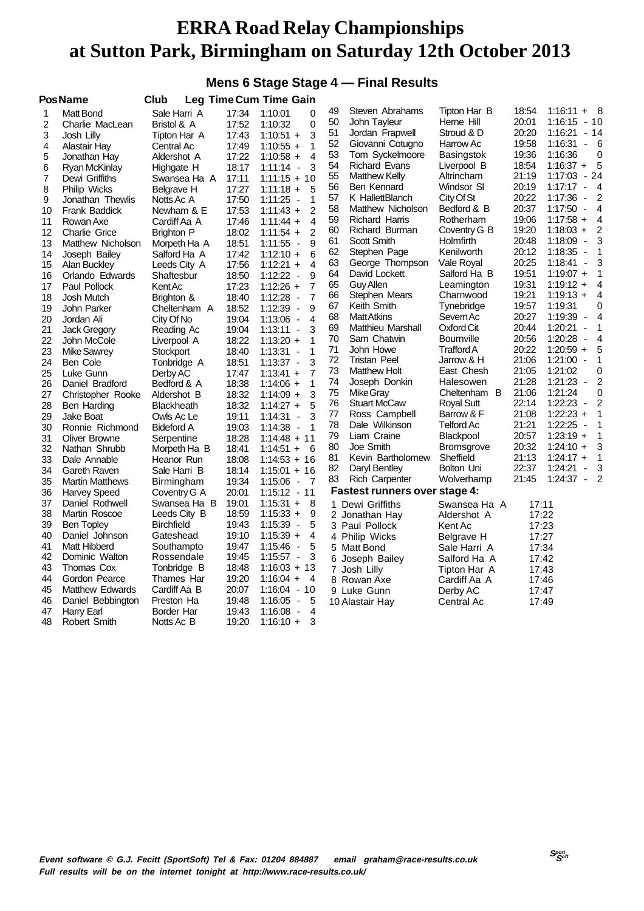# ERRA Road Relay Championships at Sutton Park, Birmingham on Saturday 12th October 2013

## Mens 6 Stage Stage 4 — Final Results

| Pos | Name | Club | Leg Time | Cum Time | Gain |
|---|---|---|---|---|---|
| 1 | Matt Bond | Sale Harri A | 17:34 | 1:10:01 | 0 |
| 2 | Charlie MacLean | Bristol & A | 17:52 | 1:10:32 | 0 |
| 3 | Josh Lilly | Tipton Har A | 17:43 | 1:10:51 | + 3 |
| 4 | Alastair Hay | Central Ac | 17:49 | 1:10:55 | + 1 |
| 5 | Jonathan Hay | Aldershot A | 17:22 | 1:10:58 | + 4 |
| 6 | Ryan McKinlay | Highgate H | 18:17 | 1:11:14 | - 3 |
| 7 | Dewi Griffiths | Swansea Ha A | 17:11 | 1:11:15 | + 10 |
| 8 | Philip Wicks | Belgrave H | 17:27 | 1:11:18 | + 5 |
| 9 | Jonathan Thewlis | Notts Ac A | 17:50 | 1:11:25 | - 1 |
| 10 | Frank Baddick | Newham & E | 17:53 | 1:11:43 | + 2 |
| 11 | Rowan Axe | Cardiff Aa A | 17:46 | 1:11:44 | + 4 |
| 12 | Charlie Grice | Brighton P | 18:02 | 1:11:54 | + 2 |
| 13 | Matthew Nicholson | Morpeth Ha A | 18:51 | 1:11:55 | - 9 |
| 14 | Joseph Bailey | Salford Ha A | 17:42 | 1:12:10 | + 6 |
| 15 | Alan Buckley | Leeds City A | 17:56 | 1:12:21 | + 4 |
| 16 | Orlando Edwards | Shaftesbur | 18:50 | 1:12:22 | - 9 |
| 17 | Paul Pollock | Kent Ac | 17:23 | 1:12:26 | + 7 |
| 18 | Josh Mutch | Brighton & | 18:40 | 1:12:28 | - 7 |
| 19 | John Parker | Cheltenham A | 18:52 | 1:12:39 | - 9 |
| 20 | Jordan Ali | City Of No | 19:04 | 1:13:06 | - 4 |
| 21 | Jack Gregory | Reading Ac | 19:04 | 1:13:11 | - 3 |
| 22 | John McCole | Liverpool A | 18:22 | 1:13:20 | + 1 |
| 23 | Mike Sawrey | Stockport | 18:40 | 1:13:31 | - 1 |
| 24 | Ben Cole | Tonbridge A | 18:51 | 1:13:37 | - 3 |
| 25 | Luke Gunn | Derby AC | 17:47 | 1:13:41 | + 7 |
| 26 | Daniel Bradford | Bedford & A | 18:38 | 1:14:06 | + 1 |
| 27 | Christopher Rooke | Aldershot B | 18:32 | 1:14:09 | + 3 |
| 28 | Ben Harding | Blackheath | 18:32 | 1:14:27 | + 5 |
| 29 | Jake Boat | Owls Ac Le | 19:11 | 1:14:31 | - 3 |
| 30 | Ronnie Richmond | Bideford A | 19:03 | 1:14:38 | - 1 |
| 31 | Oliver Browne | Serpentine | 18:28 | 1:14:48 | + 11 |
| 32 | Nathan Shrubb | Morpeth Ha B | 18:41 | 1:14:51 | + 6 |
| 33 | Dale Annable | Heanor Run | 18:08 | 1:14:53 | + 16 |
| 34 | Gareth Raven | Sale Harri B | 18:14 | 1:15:01 | + 16 |
| 35 | Martin Matthews | Birmingham | 19:34 | 1:15:06 | - 7 |
| 36 | Harvey Speed | Coventry G A | 20:01 | 1:15:12 | - 11 |
| 37 | Daniel Rothwell | Swansea Ha B | 19:01 | 1:15:31 | + 8 |
| 38 | Martin Roscoe | Leeds City B | 18:59 | 1:15:33 | + 9 |
| 39 | Ben Topley | Birchfield | 19:43 | 1:15:39 | - 5 |
| 40 | Daniel Johnson | Gateshead | 19:10 | 1:15:39 | + 4 |
| 41 | Matt Hibberd | Southampto | 19:47 | 1:15:46 | - 5 |
| 42 | Dominic Walton | Rossendale | 19:45 | 1:15:57 | - 3 |
| 43 | Thomas Cox | Tonbridge B | 18:48 | 1:16:03 | + 13 |
| 44 | Gordon Pearce | Thames Har | 19:20 | 1:16:04 | + 4 |
| 45 | Matthew Edwards | Cardiff Aa B | 20:07 | 1:16:04 | - 10 |
| 46 | Daniel Bebbington | Preston Ha | 19:48 | 1:16:05 | - 5 |
| 47 | Harry Earl | Border Har | 19:43 | 1:16:08 | - 4 |
| 48 | Robert Smith | Notts Ac B | 19:20 | 1:16:10 | + 3 |
| 49 | Steven Abrahams | Tipton Har B | 18:54 | 1:16:11 | + 8 |
| 50 | John Tayleur | Herne Hill | 20:01 | 1:16:15 | - 10 |
| 51 | Jordan Frapwell | Stroud & D | 20:20 | 1:16:21 | - 14 |
| 52 | Giovanni Cotugno | Harrow Ac | 19:58 | 1:16:31 | - 6 |
| 53 | Tom Syckelmoore | Basingstok | 19:36 | 1:16:36 | 0 |
| 54 | Richard Evans | Liverpool B | 18:54 | 1:16:37 | + 5 |
| 55 | Matthew Kelly | Altrincham | 21:19 | 1:17:03 | - 24 |
| 56 | Ben Kennard | Windsor Sl | 20:19 | 1:17:17 | - 4 |
| 57 | K HallettBlanch | City Of St | 20:22 | 1:17:36 | - 2 |
| 58 | Matthew Nicholson | Bedford & B | 20:37 | 1:17:50 | - 4 |
| 59 | Richard Harris | Rotherham | 19:06 | 1:17:58 | + 4 |
| 60 | Richard Burman | Coventry G B | 19:20 | 1:18:03 | + 2 |
| 61 | Scott Smith | Holmfirth | 20:48 | 1:18:09 | - 3 |
| 62 | Stephen Page | Kenilworth | 20:12 | 1:18:35 | - 1 |
| 63 | George Thompson | Vale Royal | 20:25 | 1:18:41 | - 3 |
| 64 | David Lockett | Salford Ha B | 19:51 | 1:19:07 | + 1 |
| 65 | Guy Allen | Leamington | 19:31 | 1:19:12 | + 4 |
| 66 | Stephen Mears | Charnwood | 19:21 | 1:19:13 | + 4 |
| 67 | Keith Smith | Tynebridge | 19:57 | 1:19:31 | 0 |
| 68 | Matt Atkins | Severn Ac | 20:27 | 1:19:39 | - 4 |
| 69 | Matthieu Marshall | Oxford Cit | 20:44 | 1:20:21 | - 1 |
| 70 | Sam Chatwin | Bournville | 20:56 | 1:20:28 | - 4 |
| 71 | John Howe | Trafford A | 20:22 | 1:20:59 | + 5 |
| 72 | Tristan Peel | Jarrow & H | 21:06 | 1:21:00 | - 1 |
| 73 | Matthew Holt | East Chesh | 21:05 | 1:21:02 | 0 |
| 74 | Joseph Donkin | Halesowen | 21:28 | 1:21:23 | - 2 |
| 75 | Mike Gray | Cheltenham B | 21:06 | 1:21:24 | 0 |
| 76 | Stuart McCaw | Royal Sutt | 22:14 | 1:22:23 | - 2 |
| 77 | Ross Campbell | Barrow & F | 21:08 | 1:22:23 | + 1 |
| 78 | Dale Wilkinson | Telford Ac | 21:21 | 1:22:25 | - 1 |
| 79 | Liam Craine | Blackpool | 20:57 | 1:23:19 | + 1 |
| 80 | Joe Smith | Bromsgrove | 20:32 | 1:24:10 | + 3 |
| 81 | Kevin Bartholomew | Sheffield | 21:13 | 1:24:17 | + 1 |
| 82 | Daryl Bentley | Bolton Uni | 22:37 | 1:24:21 | - 3 |
| 83 | Rich Carpenter | Wolverhamp | 21:45 | 1:24:37 | - 2 |

### Fastest runners over stage 4:

| | Name | Club | Time |
|---|---|---|---|
| 1 | Dewi Griffiths | Swansea Ha A | 17:11 |
| 2 | Jonathan Hay | Aldershot A | 17:22 |
| 3 | Paul Pollock | Kent Ac | 17:23 |
| 4 | Philip Wicks | Belgrave H | 17:27 |
| 5 | Matt Bond | Sale Harri A | 17:34 |
| 6 | Joseph Bailey | Salford Ha A | 17:42 |
| 7 | Josh Lilly | Tipton Har A | 17:43 |
| 8 | Rowan Axe | Cardiff Aa A | 17:46 |
| 9 | Luke Gunn | Derby AC | 17:47 |
| 10 | Alastair Hay | Central Ac | 17:49 |

*Event software © G.J. Fecitt (SportSoft) Tel & Fax: 01204 884887 email graham@race-results.co.uk*
*Full results will be on the internet tonight at http://www.race-results.co.uk/*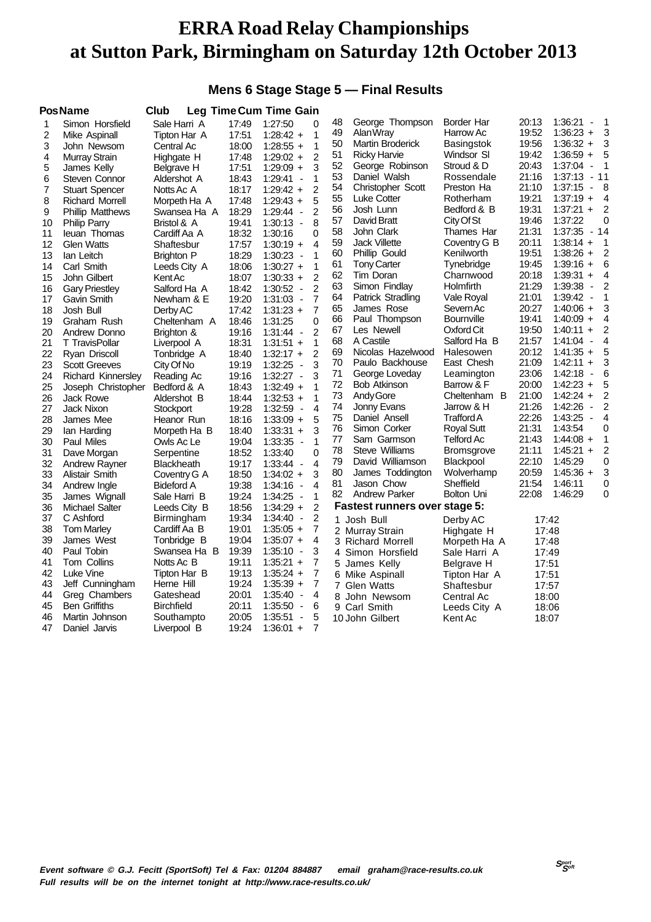# ERRA Road Relay Championships at Sutton Park, Birmingham on Saturday 12th October 2013

## Mens 6 Stage Stage 5 — Final Results

| Pos | Name | Club | Leg Time | Cum Time | Gain |
|---|---|---|---|---|---|
| 1 | Simon Horsfield | Sale Harri A | 17:49 | 1:27:50 | 0 |
| 2 | Mike Aspinall | Tipton Har A | 17:51 | 1:28:42 + | 1 |
| 3 | John Newsom | Central Ac | 18:00 | 1:28:55 + | 1 |
| 4 | Murray Strain | Highgate H | 17:48 | 1:29:02 + | 2 |
| 5 | James Kelly | Belgrave H | 17:51 | 1:29:09 + | 3 |
| 6 | Steven Connor | Aldershot A | 18:43 | 1:29:41 - | 1 |
| 7 | Stuart Spencer | Notts Ac A | 18:17 | 1:29:42 + | 2 |
| 8 | Richard Morrell | Morpeth Ha A | 17:48 | 1:29:43 + | 5 |
| 9 | Phillip Matthews | Swansea Ha A | 18:29 | 1:29:44 - | 2 |
| 10 | Philip Parry | Bristol & A | 19:41 | 1:30:13 - | 8 |
| 11 | Ieuan Thomas | Cardiff Aa A | 18:32 | 1:30:16 | 0 |
| 12 | Glen Watts | Shaftesbur | 17:57 | 1:30:19 + | 4 |
| 13 | Ian Leitch | Brighton P | 18:29 | 1:30:23 - | 1 |
| 14 | Carl Smith | Leeds City A | 18:06 | 1:30:27 + | 1 |
| 15 | John Gilbert | Kent Ac | 18:07 | 1:30:33 + | 2 |
| 16 | Gary Priestley | Salford Ha A | 18:42 | 1:30:52 - | 2 |
| 17 | Gavin Smith | Newham & E | 19:20 | 1:31:03 - | 7 |
| 18 | Josh Bull | Derby AC | 17:42 | 1:31:23 + | 7 |
| 19 | Graham Rush | Cheltenham A | 18:46 | 1:31:25 | 0 |
| 20 | Andrew Donno | Brighton & | 19:16 | 1:31:44 - | 2 |
| 21 | T TravisPollar | Liverpool A | 18:31 | 1:31:51 + | 1 |
| 22 | Ryan Driscoll | Tonbridge A | 18:40 | 1:32:17 + | 2 |
| 23 | Scott Greeves | City Of No | 19:19 | 1:32:25 - | 3 |
| 24 | Richard Kinnersley | Reading Ac | 19:16 | 1:32:27 - | 3 |
| 25 | Joseph Christopher | Bedford & A | 18:43 | 1:32:49 + | 1 |
| 26 | Jack Rowe | Aldershot B | 18:44 | 1:32:53 + | 1 |
| 27 | Jack Nixon | Stockport | 19:28 | 1:32:59 - | 4 |
| 28 | James Mee | Heanor Run | 18:16 | 1:33:09 + | 5 |
| 29 | Ian Harding | Morpeth Ha B | 18:40 | 1:33:31 + | 3 |
| 30 | Paul Miles | Owls Ac Le | 19:04 | 1:33:35 - | 1 |
| 31 | Dave Morgan | Serpentine | 18:52 | 1:33:40 | 0 |
| 32 | Andrew Rayner | Blackheath | 19:17 | 1:33:44 - | 4 |
| 33 | Alistair Smith | Coventry G A | 18:50 | 1:34:02 + | 3 |
| 34 | Andrew Ingle | Bideford A | 19:38 | 1:34:16 - | 4 |
| 35 | James Wignall | Sale Harri B | 19:24 | 1:34:25 - | 1 |
| 36 | Michael Salter | Leeds City B | 18:56 | 1:34:29 + | 2 |
| 37 | C Ashford | Birmingham | 19:34 | 1:34:40 - | 2 |
| 38 | Tom Marley | Cardiff Aa B | 19:01 | 1:35:05 + | 7 |
| 39 | James West | Tonbridge B | 19:04 | 1:35:07 + | 4 |
| 40 | Paul Tobin | Swansea Ha B | 19:39 | 1:35:10 - | 3 |
| 41 | Tom Collins | Notts Ac B | 19:11 | 1:35:21 + | 7 |
| 42 | Luke Vine | Tipton Har B | 19:13 | 1:35:24 + | 7 |
| 43 | Jeff Cunningham | Herne Hill | 19:24 | 1:35:39 + | 7 |
| 44 | Greg Chambers | Gateshead | 20:01 | 1:35:40 - | 4 |
| 45 | Ben Griffiths | Birchfield | 20:11 | 1:35:50 - | 6 |
| 46 | Martin Johnson | Southampto | 20:05 | 1:35:51 - | 5 |
| 47 | Daniel Jarvis | Liverpool B | 19:24 | 1:36:01 + | 7 |
| 48 | George Thompson | Border Har | 20:13 | 1:36:21 - | 1 |
| 49 | Alan Wray | Harrow Ac | 19:52 | 1:36:23 + | 3 |
| 50 | Martin Broderick | Basingstok | 19:56 | 1:36:32 + | 3 |
| 51 | Ricky Harvie | Windsor Sl | 19:42 | 1:36:59 + | 5 |
| 52 | George Robinson | Stroud & D | 20:43 | 1:37:04 - | 1 |
| 53 | Daniel Walsh | Rossendale | 21:16 | 1:37:13 - | 11 |
| 54 | Christopher Scott | Preston Ha | 21:10 | 1:37:15 - | 8 |
| 55 | Luke Cotter | Rotherham | 19:21 | 1:37:19 + | 4 |
| 56 | Josh Lunn | Bedford & B | 19:31 | 1:37:21 + | 2 |
| 57 | David Bratt | City Of St | 19:46 | 1:37:22 | 0 |
| 58 | John Clark | Thames Har | 21:31 | 1:37:35 - | 14 |
| 59 | Jack Villette | Coventry G B | 20:11 | 1:38:14 + | 1 |
| 60 | Phillip Gould | Kenilworth | 19:51 | 1:38:26 + | 2 |
| 61 | Tony Carter | Tynebridge | 19:45 | 1:39:16 + | 6 |
| 62 | Tim Doran | Charnwood | 20:18 | 1:39:31 + | 4 |
| 63 | Simon Findlay | Holmfirth | 21:29 | 1:39:38 - | 2 |
| 64 | Patrick Stradling | Vale Royal | 21:01 | 1:39:42 - | 1 |
| 65 | James Rose | Severn Ac | 20:27 | 1:40:06 + | 3 |
| 66 | Paul Thompson | Bournville | 19:41 | 1:40:09 + | 4 |
| 67 | Les Newell | Oxford Cit | 19:50 | 1:40:11 + | 2 |
| 68 | A Castile | Salford Ha B | 21:57 | 1:41:04 - | 4 |
| 69 | Nicolas Hazelwood | Halesowen | 20:12 | 1:41:35 + | 5 |
| 70 | Paulo Backhouse | East Chesh | 21:09 | 1:42:11 + | 3 |
| 71 | George Loveday | Leamington | 23:06 | 1:42:18 - | 6 |
| 72 | Bob Atkinson | Barrow & F | 20:00 | 1:42:23 + | 5 |
| 73 | Andy Gore | Cheltenham B | 21:00 | 1:42:24 + | 2 |
| 74 | Jonny Evans | Jarrow & H | 21:26 | 1:42:26 - | 2 |
| 75 | Daniel Ansell | Trafford A | 22:26 | 1:43:25 - | 4 |
| 76 | Simon Corker | Royal Sutt | 21:31 | 1:43:54 | 0 |
| 77 | Sam Garmson | Telford Ac | 21:43 | 1:44:08 + | 1 |
| 78 | Steve Williams | Bromsgrove | 21:11 | 1:45:21 + | 2 |
| 79 | David Williamson | Blackpool | 22:10 | 1:45:29 | 0 |
| 80 | James Toddington | Wolverhamp | 20:59 | 1:45:36 + | 3 |
| 81 | Jason Chow | Sheffield | 21:54 | 1:46:11 | 0 |
| 82 | Andrew Parker | Bolton Uni | 22:08 | 1:46:29 | 0 |

### Fastest runners over stage 5:

| | Name | Club | Time |
|---|---|---|---|
| 1 | Josh Bull | Derby AC | 17:42 |
| 2 | Murray Strain | Highgate H | 17:48 |
| 3 | Richard Morrell | Morpeth Ha A | 17:48 |
| 4 | Simon Horsfield | Sale Harri A | 17:49 |
| 5 | James Kelly | Belgrave H | 17:51 |
| 6 | Mike Aspinall | Tipton Har A | 17:51 |
| 7 | Glen Watts | Shaftesbur | 17:57 |
| 8 | John Newsom | Central Ac | 18:00 |
| 9 | Carl Smith | Leeds City A | 18:06 |
| 10 | John Gilbert | Kent Ac | 18:07 |

*Event software © G.J. Fecitt (SportSoft) Tel & Fax: 01204 884887 email graham@race-results.co.uk*
*Full results will be on the internet tonight at http://www.race-results.co.uk/*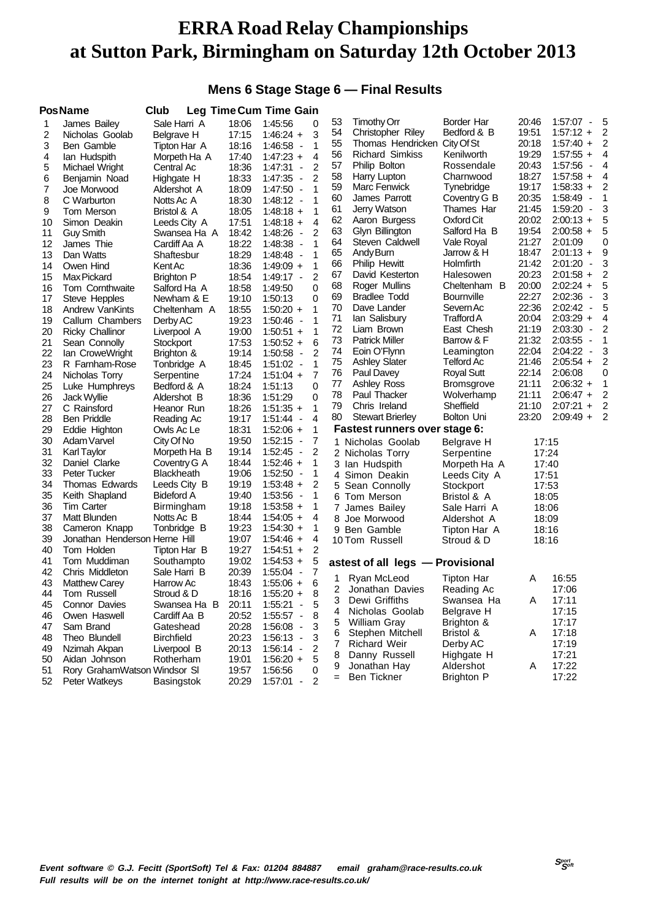# ERRA Road Relay Championships at Sutton Park, Birmingham on Saturday 12th October 2013

## Mens 6 Stage Stage 6 — Final Results

| Pos | Name | Club | Leg Time | Cum Time | Gain |
|---|---|---|---|---|---|
| 1 | James Bailey | Sale Harri A | 18:06 | 1:45:56 | 0 |
| 2 | Nicholas Goolab | Belgrave H | 17:15 | 1:46:24 + | 3 |
| 3 | Ben Gamble | Tipton Har A | 18:16 | 1:46:58 - | 1 |
| 4 | Ian Hudspith | Morpeth Ha A | 17:40 | 1:47:23 + | 4 |
| 5 | Michael Wright | Central Ac | 18:36 | 1:47:31 - | 2 |
| 6 | Benjamin Noad | Highgate H | 18:33 | 1:47:35 - | 2 |
| 7 | Joe Morwood | Aldershot A | 18:09 | 1:47:50 - | 1 |
| 8 | C Warburton | Notts Ac A | 18:30 | 1:48:12 - | 1 |
| 9 | Tom Merson | Bristol & A | 18:05 | 1:48:18 + | 1 |
| 10 | Simon Deakin | Leeds City A | 17:51 | 1:48:18 + | 4 |
| 11 | Guy Smith | Swansea Ha A | 18:42 | 1:48:26 - | 2 |
| 12 | James Thie | Cardiff Aa A | 18:22 | 1:48:38 - | 1 |
| 13 | Dan Watts | Shaftesbur | 18:29 | 1:48:48 - | 1 |
| 14 | Owen Hind | Kent Ac | 18:36 | 1:49:09 + | 1 |
| 15 | Max Pickard | Brighton P | 18:54 | 1:49:17 - | 2 |
| 16 | Tom Cornthwaite | Salford Ha A | 18:58 | 1:49:50 | 0 |
| 17 | Steve Hepples | Newham & E | 19:10 | 1:50:13 | 0 |
| 18 | Andrew VanKints | Cheltenham A | 18:55 | 1:50:20 + | 1 |
| 19 | Callum Chambers | Derby AC | 19:23 | 1:50:46 - | 1 |
| 20 | Ricky Challinor | Liverpool A | 19:00 | 1:50:51 + | 1 |
| 21 | Sean Connolly | Stockport | 17:53 | 1:50:52 + | 6 |
| 22 | Ian CroweWright | Brighton & | 19:14 | 1:50:58 - | 2 |
| 23 | R Farnham-Rose | Tonbridge A | 18:45 | 1:51:02 - | 1 |
| 24 | Nicholas Torry | Serpentine | 17:24 | 1:51:04 + | 7 |
| 25 | Luke Humphreys | Bedford & A | 18:24 | 1:51:13 | 0 |
| 26 | Jack Wyllie | Aldershot B | 18:36 | 1:51:29 | 0 |
| 27 | C Rainsford | Heanor Run | 18:26 | 1:51:35 + | 1 |
| 28 | Ben Priddle | Reading Ac | 19:17 | 1:51:44 - | 4 |
| 29 | Eddie Highton | Owls Ac Le | 18:31 | 1:52:06 + | 1 |
| 30 | Adam Varvel | City Of No | 19:50 | 1:52:15 - | 7 |
| 31 | Karl Taylor | Morpeth Ha B | 19:14 | 1:52:45 - | 2 |
| 32 | Daniel Clarke | Coventry G A | 18:44 | 1:52:46 + | 1 |
| 33 | Peter Tucker | Blackheath | 19:06 | 1:52:50 - | 1 |
| 34 | Thomas Edwards | Leeds City B | 19:19 | 1:53:48 + | 2 |
| 35 | Keith Shapland | Bideford A | 19:40 | 1:53:56 - | 1 |
| 36 | Tim Carter | Birmingham | 19:18 | 1:53:58 + | 1 |
| 37 | Matt Blunden | Notts Ac B | 18:44 | 1:54:05 + | 4 |
| 38 | Cameron Knapp | Tonbridge B | 19:23 | 1:54:30 + | 1 |
| 39 | Jonathan Henderson | Herne Hill | 19:07 | 1:54:46 + | 4 |
| 40 | Tom Holden | Tipton Har B | 19:27 | 1:54:51 + | 2 |
| 41 | Tom Muddiman | Southampto | 19:02 | 1:54:53 + | 5 |
| 42 | Chris Middleton | Sale Harri B | 20:39 | 1:55:04 - | 7 |
| 43 | Matthew Carey | Harrow Ac | 18:43 | 1:55:06 + | 6 |
| 44 | Tom Russell | Stroud & D | 18:16 | 1:55:20 + | 8 |
| 45 | Connor Davies | Swansea Ha B | 20:11 | 1:55:21 - | 5 |
| 46 | Owen Haswell | Cardiff Aa B | 20:52 | 1:55:57 - | 8 |
| 47 | Sam Brand | Gateshead | 20:28 | 1:56:08 - | 3 |
| 48 | Theo Blundell | Birchfield | 20:23 | 1:56:13 - | 3 |
| 49 | Nzimah Akpan | Liverpool B | 20:13 | 1:56:14 - | 2 |
| 50 | Aidan Johnson | Rotherham | 19:01 | 1:56:20 + | 5 |
| 51 | Rory GrahamWatson | Windsor Sl | 19:57 | 1:56:56 | 0 |
| 52 | Peter Watkeys | Basingstok | 20:29 | 1:57:01 - | 2 |
| 53 | Timothy Orr | Border Har | 20:46 | 1:57:07 - | 5 |
| 54 | Christopher Riley | Bedford & B | 19:51 | 1:57:12 + | 2 |
| 55 | Thomas Hendricken | City Of St | 20:18 | 1:57:40 + | 2 |
| 56 | Richard Simkiss | Kenilworth | 19:29 | 1:57:55 + | 4 |
| 57 | Philip Bolton | Rossendale | 20:43 | 1:57:56 - | 4 |
| 58 | Harry Lupton | Charnwood | 18:27 | 1:57:58 + | 4 |
| 59 | Marc Fenwick | Tynebridge | 19:17 | 1:58:33 + | 2 |
| 60 | James Parrott | Coventry G B | 20:35 | 1:58:49 - | 1 |
| 61 | Jerry Watson | Thames Har | 21:45 | 1:59:20 - | 3 |
| 62 | Aaron Burgess | Oxford Cit | 20:02 | 2:00:13 + | 5 |
| 63 | Glyn Billington | Salford Ha B | 19:54 | 2:00:58 + | 5 |
| 64 | Steven Caldwell | Vale Royal | 21:27 | 2:01:09 | 0 |
| 65 | Andy Burn | Jarrow & H | 18:47 | 2:01:13 + | 9 |
| 66 | Philip Hewitt | Holmfirth | 21:42 | 2:01:20 - | 3 |
| 67 | David Kesterton | Halesowen | 20:23 | 2:01:58 + | 2 |
| 68 | Roger Mullins | Cheltenham B | 20:00 | 2:02:24 + | 5 |
| 69 | Bradlee Todd | Bournville | 22:27 | 2:02:36 - | 3 |
| 70 | Dave Lander | Severn Ac | 22:36 | 2:02:42 - | 5 |
| 71 | Ian Salisbury | Trafford A | 20:04 | 2:03:29 + | 4 |
| 72 | Liam Brown | East Chesh | 21:19 | 2:03:30 - | 2 |
| 73 | Patrick Miller | Barrow & F | 21:32 | 2:03:55 - | 1 |
| 74 | Eoin O'Flynn | Leamington | 22:04 | 2:04:22 - | 3 |
| 75 | Ashley Slater | Telford Ac | 21:46 | 2:05:54 + | 2 |
| 76 | Paul Davey | Royal Sutt | 22:14 | 2:06:08 | 0 |
| 77 | Ashley Ross | Bromsgrove | 21:11 | 2:06:32 + | 1 |
| 78 | Paul Thacker | Wolverhamp | 21:11 | 2:06:47 + | 2 |
| 79 | Chris Ireland | Sheffield | 21:10 | 2:07:21 + | 2 |
| 80 | Stewart Brierley | Bolton Uni | 23:20 | 2:09:49 + | 2 |

**Fastest runners over stage 6:**

| | Name | Club | Time |
|---|---|---|---|
| 1 | Nicholas Goolab | Belgrave H | 17:15 |
| 2 | Nicholas Torry | Serpentine | 17:24 |
| 3 | Ian Hudspith | Morpeth Ha A | 17:40 |
| 4 | Simon Deakin | Leeds City A | 17:51 |
| 5 | Sean Connolly | Stockport | 17:53 |
| 6 | Tom Merson | Bristol & A | 18:05 |
| 7 | James Bailey | Sale Harri A | 18:06 |
| 8 | Joe Morwood | Aldershot A | 18:09 |
| 9 | Ben Gamble | Tipton Har A | 18:16 |
| 10 | Tom Russell | Stroud & D | 18:16 |

**astest of all legs — Provisional**

| | Name | Club | | Time |
|---|---|---|---|---|
| 1 | Ryan McLeod | Tipton Har | A | 16:55 |
| 2 | Jonathan Davies | Reading Ac | | 17:06 |
| 3 | Dewi Griffiths | Swansea Ha | A | 17:11 |
| 4 | Nicholas Goolab | Belgrave H | | 17:15 |
| 5 | William Gray | Brighton & | | 17:17 |
| 6 | Stephen Mitchell | Bristol & | A | 17:18 |
| 7 | Richard Weir | Derby AC | | 17:19 |
| 8 | Danny Russell | Highgate H | | 17:21 |
| 9 | Jonathan Hay | Aldershot | A | 17:22 |
| = | Ben Tickner | Brighton P | | 17:22 |

*Event software © G.J. Fecitt (SportSoft) Tel & Fax: 01204 884887 email graham@race-results.co.uk*
*Full results will be on the internet tonight at http://www.race-results.co.uk/*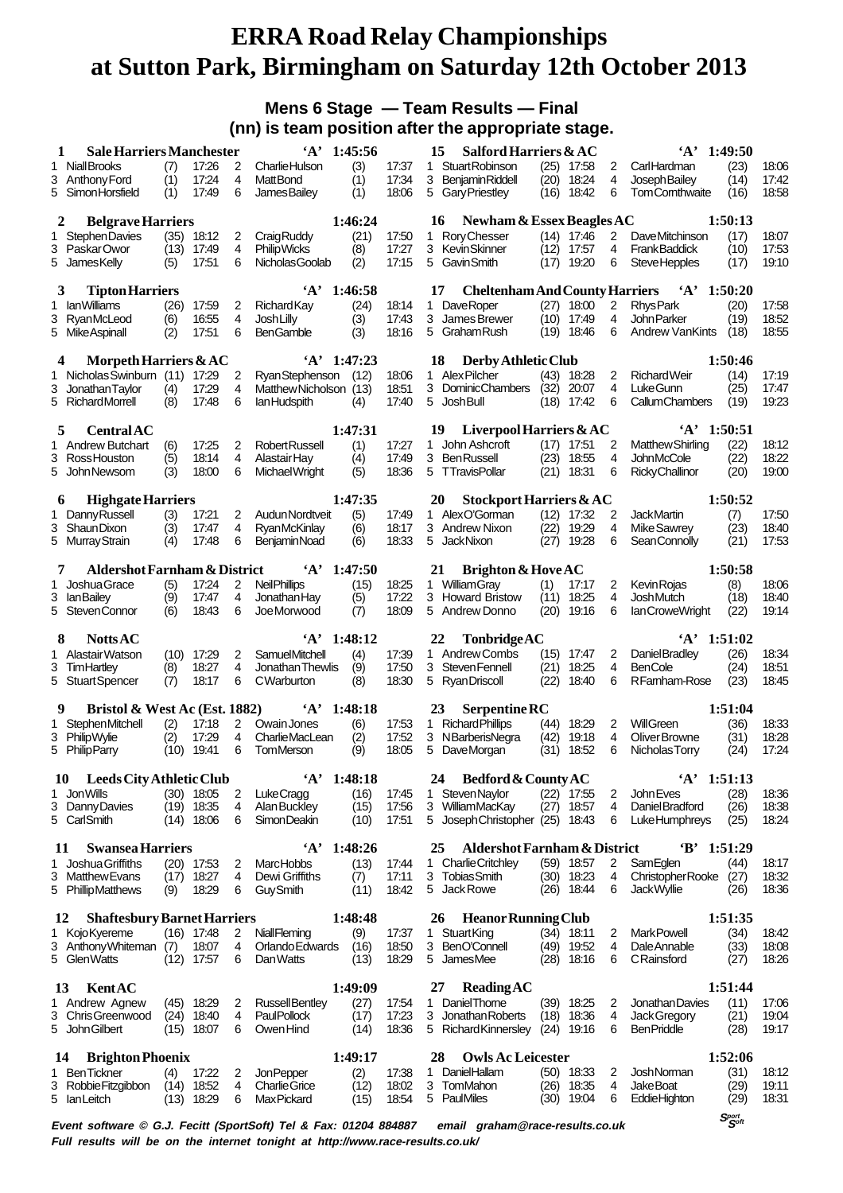# ERRA Road Relay Championships at Sutton Park, Birmingham on Saturday 12th October 2013

## Mens 6 Stage — Team Results — Final

**(nn) is team position after the appropriate stage.**

**1 Sale Harriers Manchester 'A' 1:45:56**

| Leg | Runner | Pos | Time | Leg | Runner | Pos | Time |
|---|---|---|---|---|---|---|---|
| 1 | Niall Brooks | (7) | 17:26 | 2 | Charlie Hulson | (3) | 17:37 |
| 3 | Anthony Ford | (1) | 17:24 | 4 | Matt Bond | (1) | 17:34 |
| 5 | Simon Horsfield | (1) | 17:49 | 6 | James Bailey | (1) | 18:06 |

**2 Belgrave Harriers 1:46:24**

| Leg | Runner | Pos | Time | Leg | Runner | Pos | Time |
|---|---|---|---|---|---|---|---|
| 1 | Stephen Davies | (35) | 18:12 | 2 | Craig Ruddy | (21) | 17:50 |
| 3 | Paskar Owor | (13) | 17:49 | 4 | Philip Wicks | (8) | 17:27 |
| 5 | James Kelly | (5) | 17:51 | 6 | Nicholas Goolab | (2) | 17:15 |

**3 Tipton Harriers 'A' 1:46:58**

| Leg | Runner | Pos | Time | Leg | Runner | Pos | Time |
|---|---|---|---|---|---|---|---|
| 1 | Ian Williams | (26) | 17:59 | 2 | Richard Kay | (24) | 18:14 |
| 3 | Ryan McLeod | (6) | 16:55 | 4 | Josh Lilly | (3) | 17:43 |
| 5 | Mike Aspinall | (2) | 17:51 | 6 | Ben Gamble | (3) | 18:16 |

**4 Morpeth Harriers & AC 'A' 1:47:23**

| Leg | Runner | Pos | Time | Leg | Runner | Pos | Time |
|---|---|---|---|---|---|---|---|
| 1 | Nicholas Swinburn | (11) | 17:29 | 2 | Ryan Stephenson | (12) | 18:06 |
| 3 | Jonathan Taylor | (4) | 17:29 | 4 | Matthew Nicholson | (13) | 18:51 |
| 5 | Richard Morrell | (8) | 17:48 | 6 | Ian Hudspith | (4) | 17:40 |

**5 Central AC 1:47:31**

| Leg | Runner | Pos | Time | Leg | Runner | Pos | Time |
|---|---|---|---|---|---|---|---|
| 1 | Andrew Butchart | (6) | 17:25 | 2 | Robert Russell | (1) | 17:27 |
| 3 | Ross Houston | (5) | 18:14 | 4 | Alastair Hay | (4) | 17:49 |
| 5 | John Newsom | (3) | 18:00 | 6 | Michael Wright | (5) | 18:36 |

**6 Highgate Harriers 1:47:35**

| Leg | Runner | Pos | Time | Leg | Runner | Pos | Time |
|---|---|---|---|---|---|---|---|
| 1 | Danny Russell | (3) | 17:21 | 2 | Audun Nordtveit | (5) | 17:49 |
| 3 | Shaun Dixon | (3) | 17:47 | 4 | Ryan McKinlay | (6) | 18:17 |
| 5 | Murray Strain | (4) | 17:48 | 6 | Benjamin Noad | (6) | 18:33 |

**7 Aldershot Farnham & District 'A' 1:47:50**

| Leg | Runner | Pos | Time | Leg | Runner | Pos | Time |
|---|---|---|---|---|---|---|---|
| 1 | Joshua Grace | (5) | 17:24 | 2 | Neil Phillips | (15) | 18:25 |
| 3 | Ian Bailey | (9) | 17:47 | 4 | Jonathan Hay | (5) | 17:22 |
| 5 | Steven Connor | (6) | 18:43 | 6 | Joe Morwood | (7) | 18:09 |

**8 Notts AC 'A' 1:48:12**

| Leg | Runner | Pos | Time | Leg | Runner | Pos | Time |
|---|---|---|---|---|---|---|---|
| 1 | Alastair Watson | (10) | 17:29 | 2 | Samuel Mitchell | (4) | 17:39 |
| 3 | Tim Hartley | (8) | 18:27 | 4 | Jonathan Thewlis | (9) | 17:50 |
| 5 | Stuart Spencer | (7) | 18:17 | 6 | C Warburton | (8) | 18:30 |

**9 Bristol & West Ac (Est. 1882) 'A' 1:48:18**

| Leg | Runner | Pos | Time | Leg | Runner | Pos | Time |
|---|---|---|---|---|---|---|---|
| 1 | Stephen Mitchell | (2) | 17:18 | 2 | Owain Jones | (6) | 17:53 |
| 3 | Philip Wylie | (2) | 17:29 | 4 | Charlie MacLean | (2) | 17:52 |
| 5 | Philip Parry | (10) | 19:41 | 6 | Tom Merson | (9) | 18:05 |

**10 Leeds City Athletic Club 'A' 1:48:18**

| Leg | Runner | Pos | Time | Leg | Runner | Pos | Time |
|---|---|---|---|---|---|---|---|
| 1 | Jon Wills | (30) | 18:05 | 2 | Luke Cragg | (16) | 17:45 |
| 3 | Danny Davies | (19) | 18:35 | 4 | Alan Buckley | (15) | 17:56 |
| 5 | Carl Smith | (14) | 18:06 | 6 | Simon Deakin | (10) | 17:51 |

**11 Swansea Harriers 'A' 1:48:26**

| Leg | Runner | Pos | Time | Leg | Runner | Pos | Time |
|---|---|---|---|---|---|---|---|
| 1 | Joshua Griffiths | (20) | 17:53 | 2 | Marc Hobbs | (13) | 17:44 |
| 3 | Matthew Evans | (17) | 18:27 | 4 | Dewi Griffiths | (7) | 17:11 |
| 5 | Phillip Matthews | (9) | 18:29 | 6 | Guy Smith | (11) | 18:42 |

**12 Shaftesbury Barnet Harriers 1:48:48**

| Leg | Runner | Pos | Time | Leg | Runner | Pos | Time |
|---|---|---|---|---|---|---|---|
| 1 | Kojo Kyereme | (16) | 17:48 | 2 | Niall Fleming | (9) | 17:37 |
| 3 | Anthony Whiteman | (7) | 18:07 | 4 | Orlando Edwards | (16) | 18:50 |
| 5 | Glen Watts | (12) | 17:57 | 6 | Dan Watts | (13) | 18:29 |

**13 Kent AC 1:49:09**

| Leg | Runner | Pos | Time | Leg | Runner | Pos | Time |
|---|---|---|---|---|---|---|---|
| 1 | Andrew Agnew | (45) | 18:29 | 2 | Russell Bentley | (27) | 17:54 |
| 3 | Chris Greenwood | (24) | 18:40 | 4 | Paul Pollock | (17) | 17:23 |
| 5 | John Gilbert | (15) | 18:07 | 6 | Owen Hind | (14) | 18:36 |

**14 Brighton Phoenix 1:49:17**

| Leg | Runner | Pos | Time | Leg | Runner | Pos | Time |
|---|---|---|---|---|---|---|---|
| 1 | Ben Tickner | (4) | 17:22 | 2 | Jon Pepper | (2) | 17:38 |
| 3 | Robbie Fitzgibbon | (14) | 18:52 | 4 | Charlie Grice | (12) | 18:02 |
| 5 | Ian Leitch | (13) | 18:29 | 6 | Max Pickard | (15) | 18:54 |

**15 Salford Harriers & AC 'A' 1:49:50**

| Leg | Runner | Pos | Time | Leg | Runner | Pos | Time |
|---|---|---|---|---|---|---|---|
| 1 | Stuart Robinson | (25) | 17:58 | 2 | Carl Hardman | (23) | 18:06 |
| 3 | Benjamin Riddell | (20) | 18:24 | 4 | Joseph Bailey | (14) | 17:42 |
| 5 | Gary Priestley | (16) | 18:42 | 6 | Tom Cornthwaite | (16) | 18:58 |

**16 Newham & Essex Beagles AC 1:50:13**

| Leg | Runner | Pos | Time | Leg | Runner | Pos | Time |
|---|---|---|---|---|---|---|---|
| 1 | Rory Chesser | (14) | 17:46 | 2 | Dave Mitchinson | (17) | 18:07 |
| 3 | Kevin Skinner | (12) | 17:57 | 4 | Frank Baddick | (10) | 17:53 |
| 5 | Gavin Smith | (17) | 19:20 | 6 | Steve Hepples | (17) | 19:10 |

**17 Cheltenham And County Harriers 'A' 1:50:20**

| Leg | Runner | Pos | Time | Leg | Runner | Pos | Time |
|---|---|---|---|---|---|---|---|
| 1 | Dave Roper | (27) | 18:00 | 2 | Rhys Park | (20) | 17:58 |
| 3 | James Brewer | (10) | 17:49 | 4 | John Parker | (19) | 18:52 |
| 5 | Graham Rush | (19) | 18:46 | 6 | Andrew VanKints | (18) | 18:55 |

**18 Derby Athletic Club 1:50:46**

| Leg | Runner | Pos | Time | Leg | Runner | Pos | Time |
|---|---|---|---|---|---|---|---|
| 1 | Alex Pilcher | (43) | 18:28 | 2 | Richard Weir | (14) | 17:19 |
| 3 | Dominic Chambers | (32) | 20:07 | 4 | Luke Gunn | (25) | 17:47 |
| 5 | Josh Bull | (18) | 17:42 | 6 | Callum Chambers | (19) | 19:23 |

**19 Liverpool Harriers & AC 'A' 1:50:51**

| Leg | Runner | Pos | Time | Leg | Runner | Pos | Time |
|---|---|---|---|---|---|---|---|
| 1 | John Ashcroft | (17) | 17:51 | 2 | Matthew Shirling | (22) | 18:12 |
| 3 | Ben Russell | (23) | 18:55 | 4 | John McCole | (22) | 18:22 |
| 5 | T Travis Pollar | (21) | 18:31 | 6 | Ricky Challinor | (20) | 19:00 |

**20 Stockport Harriers & AC 1:50:52**

| Leg | Runner | Pos | Time | Leg | Runner | Pos | Time |
|---|---|---|---|---|---|---|---|
| 1 | Alex O'Gorman | (12) | 17:32 | 2 | Jack Martin | (7) | 17:50 |
| 3 | Andrew Nixon | (22) | 19:29 | 4 | Mike Sawrey | (23) | 18:40 |
| 5 | Jack Nixon | (27) | 19:28 | 6 | Sean Connolly | (21) | 17:53 |

**21 Brighton & Hove AC 1:50:58**

| Leg | Runner | Pos | Time | Leg | Runner | Pos | Time |
|---|---|---|---|---|---|---|---|
| 1 | William Gray | (1) | 17:17 | 2 | Kevin Rojas | (8) | 18:06 |
| 3 | Howard Bristow | (11) | 18:25 | 4 | Josh Mutch | (18) | 18:40 |
| 5 | Andrew Donno | (20) | 19:16 | 6 | Ian Crowe Wright | (22) | 19:14 |

**22 Tonbridge AC 'A' 1:51:02**

| Leg | Runner | Pos | Time | Leg | Runner | Pos | Time |
|---|---|---|---|---|---|---|---|
| 1 | Andrew Combs | (15) | 17:47 | 2 | Daniel Bradley | (26) | 18:34 |
| 3 | Steven Fennell | (21) | 18:25 | 4 | Ben Cole | (24) | 18:51 |
| 5 | Ryan Driscoll | (22) | 18:40 | 6 | R Farnham-Rose | (23) | 18:45 |

**23 Serpentine RC 1:51:04**

| Leg | Runner | Pos | Time | Leg | Runner | Pos | Time |
|---|---|---|---|---|---|---|---|
| 1 | Richard Phillips | (44) | 18:29 | 2 | Will Green | (36) | 18:33 |
| 3 | N Barberis Negra | (42) | 19:18 | 4 | Oliver Browne | (31) | 18:28 |
| 5 | Dave Morgan | (31) | 18:52 | 6 | Nicholas Torry | (24) | 17:24 |

**24 Bedford & County AC 'A' 1:51:13**

| Leg | Runner | Pos | Time | Leg | Runner | Pos | Time |
|---|---|---|---|---|---|---|---|
| 1 | Steven Naylor | (22) | 17:55 | 2 | John Eves | (28) | 18:36 |
| 3 | William MacKay | (27) | 18:57 | 4 | Daniel Bradford | (26) | 18:38 |
| 5 | Joseph Christopher | (25) | 18:43 | 6 | Luke Humphreys | (25) | 18:24 |

**25 Aldershot Farnham & District 'B' 1:51:29**

| Leg | Runner | Pos | Time | Leg | Runner | Pos | Time |
|---|---|---|---|---|---|---|---|
| 1 | Charlie Critchley | (59) | 18:57 | 2 | Sam Eglen | (44) | 18:17 |
| 3 | Tobias Smith | (30) | 18:23 | 4 | Christopher Rooke | (27) | 18:32 |
| 5 | Jack Rowe | (26) | 18:44 | 6 | Jack Wyllie | (26) | 18:36 |

**26 Heanor Running Club 1:51:35**

| Leg | Runner | Pos | Time | Leg | Runner | Pos | Time |
|---|---|---|---|---|---|---|---|
| 1 | Stuart King | (34) | 18:11 | 2 | Mark Powell | (34) | 18:42 |
| 3 | Ben O'Connell | (49) | 19:52 | 4 | Dale Annable | (33) | 18:08 |
| 5 | James Mee | (28) | 18:16 | 6 | C Rainsford | (27) | 18:26 |

**27 Reading AC 1:51:44**

| Leg | Runner | Pos | Time | Leg | Runner | Pos | Time |
|---|---|---|---|---|---|---|---|
| 1 | Daniel Thorne | (39) | 18:25 | 2 | Jonathan Davies | (11) | 17:06 |
| 3 | Jonathan Roberts | (18) | 18:36 | 4 | Jack Gregory | (21) | 19:04 |
| 5 | Richard Kinnersley | (24) | 19:16 | 6 | Ben Priddle | (28) | 19:17 |

**28 Owls Ac Leicester 1:52:06**

| Leg | Runner | Pos | Time | Leg | Runner | Pos | Time |
|---|---|---|---|---|---|---|---|
| 1 | Daniel Hallam | (50) | 18:33 | 2 | Josh Norman | (31) | 18:12 |
| 3 | Tom Mahon | (26) | 18:35 | 4 | Jake Boat | (29) | 19:11 |
| 5 | Paul Miles | (30) | 19:04 | 6 | Eddie Highton | (29) | 18:31 |

*Event software © G.J. Fecitt (SportSoft) Tel & Fax: 01204 884887 email graham@race-results.co.uk*

*Full results will be on the internet tonight at http://www.race-results.co.uk/*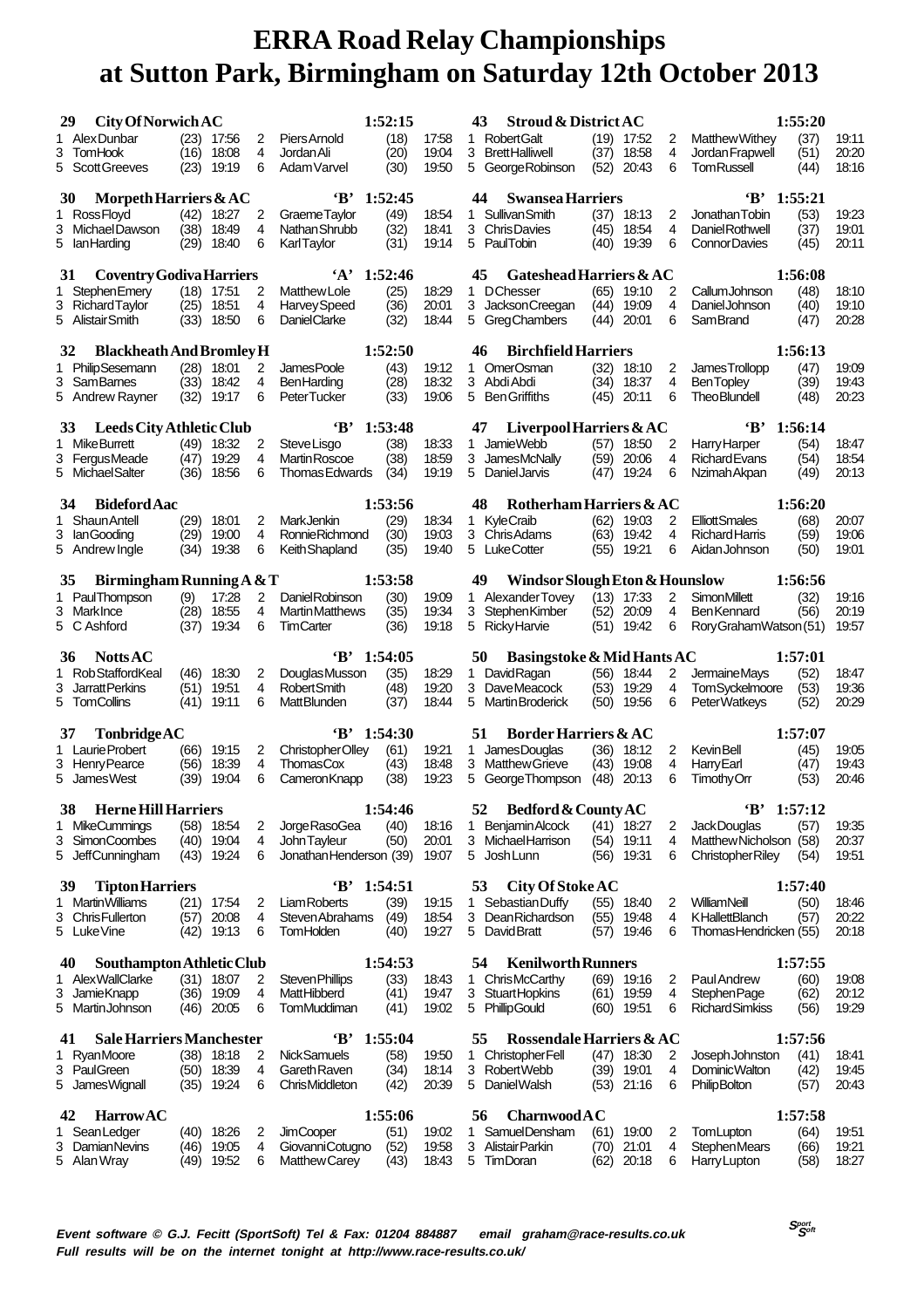# ERRA Road Relay Championships at Sutton Park, Birmingham on Saturday 12th October 2013

### 29 City Of Norwich AC — 1:52:15

| Leg | Name | Pos | Time | Leg | Name | Pos | Time |
|---|---|---|---|---|---|---|---|
| 1 | Alex Dunbar | (23) | 17:56 | 2 | Piers Arnold | (18) | 17:58 |
| 3 | Tom Hook | (16) | 18:08 | 4 | Jordan Ali | (20) | 19:04 |
| 5 | Scott Greeves | (23) | 19:19 | 6 | Adam Varvel | (30) | 19:50 |

### 30 Morpeth Harriers & AC 'B' — 1:52:45

| Leg | Name | Pos | Time | Leg | Name | Pos | Time |
|---|---|---|---|---|---|---|---|
| 1 | Ross Floyd | (42) | 18:27 | 2 | Graeme Taylor | (49) | 18:54 |
| 3 | Michael Dawson | (38) | 18:49 | 4 | Nathan Shrubb | (32) | 18:41 |
| 5 | Ian Harding | (29) | 18:40 | 6 | Karl Taylor | (31) | 19:14 |

### 31 Coventry Godiva Harriers 'A' — 1:52:46

| Leg | Name | Pos | Time | Leg | Name | Pos | Time |
|---|---|---|---|---|---|---|---|
| 1 | Stephen Emery | (18) | 17:51 | 2 | Matthew Lole | (25) | 18:29 |
| 3 | Richard Taylor | (25) | 18:51 | 4 | Harvey Speed | (36) | 20:01 |
| 5 | Alistair Smith | (33) | 18:50 | 6 | Daniel Clarke | (32) | 18:44 |

### 32 Blackheath And Bromley H — 1:52:50

| Leg | Name | Pos | Time | Leg | Name | Pos | Time |
|---|---|---|---|---|---|---|---|
| 1 | Philip Sesemann | (28) | 18:01 | 2 | James Poole | (43) | 19:12 |
| 3 | Sam Barnes | (33) | 18:42 | 4 | Ben Harding | (28) | 18:32 |
| 5 | Andrew Rayner | (32) | 19:17 | 6 | Peter Tucker | (33) | 19:06 |

### 33 Leeds City Athletic Club 'B' — 1:53:48

| Leg | Name | Pos | Time | Leg | Name | Pos | Time |
|---|---|---|---|---|---|---|---|
| 1 | Mike Burrett | (49) | 18:32 | 2 | Steve Lisgo | (38) | 18:33 |
| 3 | Fergus Meade | (47) | 19:29 | 4 | Martin Roscoe | (38) | 18:59 |
| 5 | Michael Salter | (36) | 18:56 | 6 | Thomas Edwards | (34) | 19:19 |

### 34 Bideford Aac — 1:53:56

| Leg | Name | Pos | Time | Leg | Name | Pos | Time |
|---|---|---|---|---|---|---|---|
| 1 | Shaun Antell | (29) | 18:01 | 2 | Mark Jenkin | (29) | 18:34 |
| 3 | Ian Gooding | (29) | 19:00 | 4 | Ronnie Richmond | (30) | 19:03 |
| 5 | Andrew Ingle | (34) | 19:38 | 6 | Keith Shapland | (35) | 19:40 |

### 35 Birmingham Running A & T — 1:53:58

| Leg | Name | Pos | Time | Leg | Name | Pos | Time |
|---|---|---|---|---|---|---|---|
| 1 | Paul Thompson | (9) | 17:28 | 2 | Daniel Robinson | (30) | 19:09 |
| 3 | Mark Ince | (28) | 18:55 | 4 | Martin Matthews | (35) | 19:34 |
| 5 | C Ashford | (37) | 19:34 | 6 | Tim Carter | (36) | 19:18 |

### 36 Notts AC 'B' — 1:54:05

| Leg | Name | Pos | Time | Leg | Name | Pos | Time |
|---|---|---|---|---|---|---|---|
| 1 | Rob Stafford Keal | (46) | 18:30 | 2 | Douglas Musson | (35) | 18:29 |
| 3 | Jarratt Perkins | (51) | 19:51 | 4 | Robert Smith | (48) | 19:20 |
| 5 | Tom Collins | (41) | 19:11 | 6 | Matt Blunden | (37) | 18:44 |

### 37 Tonbridge AC 'B' — 1:54:30

| Leg | Name | Pos | Time | Leg | Name | Pos | Time |
|---|---|---|---|---|---|---|---|
| 1 | Laurie Probert | (66) | 19:15 | 2 | Christopher Olley | (61) | 19:21 |
| 3 | Henry Pearce | (56) | 18:39 | 4 | Thomas Cox | (43) | 18:48 |
| 5 | James West | (39) | 19:04 | 6 | Cameron Knapp | (38) | 19:23 |

### 38 Herne Hill Harriers — 1:54:46

| Leg | Name | Pos | Time | Leg | Name | Pos | Time |
|---|---|---|---|---|---|---|---|
| 1 | Mike Cummings | (58) | 18:54 | 2 | Jorge Raso Gea | (40) | 18:16 |
| 3 | Simon Coombes | (40) | 19:04 | 4 | John Tayleur | (50) | 20:01 |
| 5 | Jeff Cunningham | (43) | 19:24 | 6 | Jonathan Henderson | (39) | 19:07 |

### 39 Tipton Harriers 'B' — 1:54:51

| Leg | Name | Pos | Time | Leg | Name | Pos | Time |
|---|---|---|---|---|---|---|---|
| 1 | Martin Williams | (21) | 17:54 | 2 | Liam Roberts | (39) | 19:15 |
| 3 | Chris Fullerton | (57) | 20:08 | 4 | Steven Abrahams | (49) | 18:54 |
| 5 | Luke Vine | (42) | 19:13 | 6 | Tom Holden | (40) | 19:27 |

### 40 Southampton Athletic Club — 1:54:53

| Leg | Name | Pos | Time | Leg | Name | Pos | Time |
|---|---|---|---|---|---|---|---|
| 1 | Alex Wall Clarke | (31) | 18:07 | 2 | Steven Phillips | (33) | 18:43 |
| 3 | Jamie Knapp | (36) | 19:09 | 4 | Matt Hibberd | (41) | 19:47 |
| 5 | Martin Johnson | (46) | 20:05 | 6 | Tom Muddiman | (41) | 19:02 |

### 41 Sale Harriers Manchester 'B' — 1:55:04

| Leg | Name | Pos | Time | Leg | Name | Pos | Time |
|---|---|---|---|---|---|---|---|
| 1 | Ryan Moore | (38) | 18:18 | 2 | Nick Samuels | (58) | 19:50 |
| 3 | Paul Green | (50) | 18:39 | 4 | Gareth Raven | (34) | 18:14 |
| 5 | James Wignall | (35) | 19:24 | 6 | Chris Middleton | (42) | 20:39 |

### 42 Harrow AC — 1:55:06

| Leg | Name | Pos | Time | Leg | Name | Pos | Time |
|---|---|---|---|---|---|---|---|
| 1 | Sean Ledger | (40) | 18:26 | 2 | Jim Cooper | (51) | 19:02 |
| 3 | Damian Nevins | (46) | 19:05 | 4 | Giovanni Cotugno | (52) | 19:58 |
| 5 | Alan Wray | (49) | 19:52 | 6 | Matthew Carey | (43) | 18:43 |

### 43 Stroud & District AC — 1:55:20

| Leg | Name | Pos | Time | Leg | Name | Pos | Time |
|---|---|---|---|---|---|---|---|
| 1 | Robert Galt | (19) | 17:52 | 2 | Matthew Withey | (37) | 19:11 |
| 3 | Brett Halliwell | (37) | 18:58 | 4 | Jordan Frapwell | (51) | 20:20 |
| 5 | George Robinson | (52) | 20:43 | 6 | Tom Russell | (44) | 18:16 |

### 44 Swansea Harriers 'B' — 1:55:21

| Leg | Name | Pos | Time | Leg | Name | Pos | Time |
|---|---|---|---|---|---|---|---|
| 1 | Sullivan Smith | (37) | 18:13 | 2 | Jonathan Tobin | (53) | 19:23 |
| 3 | Chris Davies | (45) | 18:54 | 4 | Daniel Rothwell | (37) | 19:01 |
| 5 | Paul Tobin | (40) | 19:39 | 6 | Connor Davies | (45) | 20:11 |

### 45 Gateshead Harriers & AC — 1:56:08

| Leg | Name | Pos | Time | Leg | Name | Pos | Time |
|---|---|---|---|---|---|---|---|
| 1 | D Chesser | (65) | 19:10 | 2 | Callum Johnson | (48) | 18:10 |
| 3 | Jackson Creegan | (44) | 19:09 | 4 | Daniel Johnson | (40) | 19:10 |
| 5 | Greg Chambers | (44) | 20:01 | 6 | Sam Brand | (47) | 20:28 |

### 46 Birchfield Harriers — 1:56:13

| Leg | Name | Pos | Time | Leg | Name | Pos | Time |
|---|---|---|---|---|---|---|---|
| 1 | Omer Osman | (32) | 18:10 | 2 | James Trollopp | (47) | 19:09 |
| 3 | Abdi Abdi | (34) | 18:37 | 4 | Ben Topley | (39) | 19:43 |
| 5 | Ben Griffiths | (45) | 20:11 | 6 | Theo Blundell | (48) | 20:23 |

### 47 Liverpool Harriers & AC 'B' — 1:56:14

| Leg | Name | Pos | Time | Leg | Name | Pos | Time |
|---|---|---|---|---|---|---|---|
| 1 | Jamie Webb | (57) | 18:50 | 2 | Harry Harper | (54) | 18:47 |
| 3 | James McNally | (59) | 20:06 | 4 | Richard Evans | (54) | 18:54 |
| 5 | Daniel Jarvis | (47) | 19:24 | 6 | Nzimah Akpan | (49) | 20:13 |

### 48 Rotherham Harriers & AC — 1:56:20

| Leg | Name | Pos | Time | Leg | Name | Pos | Time |
|---|---|---|---|---|---|---|---|
| 1 | Kyle Craib | (62) | 19:03 | 2 | Elliott Smales | (68) | 20:07 |
| 3 | Chris Adams | (63) | 19:42 | 4 | Richard Harris | (59) | 19:06 |
| 5 | Luke Cotter | (55) | 19:21 | 6 | Aidan Johnson | (50) | 19:01 |

### 49 Windsor Slough Eton & Hounslow — 1:56:56

| Leg | Name | Pos | Time | Leg | Name | Pos | Time |
|---|---|---|---|---|---|---|---|
| 1 | Alexander Tovey | (13) | 17:33 | 2 | Simon Millett | (32) | 19:16 |
| 3 | Stephen Kimber | (52) | 20:09 | 4 | Ben Kennard | (56) | 20:19 |
| 5 | Ricky Harvie | (51) | 19:42 | 6 | Rory Graham Watson | (51) | 19:57 |

### 50 Basingstoke & Mid Hants AC — 1:57:01

| Leg | Name | Pos | Time | Leg | Name | Pos | Time |
|---|---|---|---|---|---|---|---|
| 1 | David Ragan | (56) | 18:44 | 2 | Jermaine Mays | (52) | 18:47 |
| 3 | Dave Meacock | (53) | 19:29 | 4 | Tom Syckelmoore | (53) | 19:36 |
| 5 | Martin Broderick | (50) | 19:56 | 6 | Peter Watkeys | (52) | 20:29 |

### 51 Border Harriers & AC — 1:57:07

| Leg | Name | Pos | Time | Leg | Name | Pos | Time |
|---|---|---|---|---|---|---|---|
| 1 | James Douglas | (36) | 18:12 | 2 | Kevin Bell | (45) | 19:05 |
| 3 | Matthew Grieve | (43) | 19:08 | 4 | Harry Earl | (47) | 19:43 |
| 5 | George Thompson | (48) | 20:13 | 6 | Timothy Orr | (53) | 20:46 |

### 52 Bedford & County AC 'B' — 1:57:12

| Leg | Name | Pos | Time | Leg | Name | Pos | Time |
|---|---|---|---|---|---|---|---|
| 1 | Benjamin Alcock | (41) | 18:27 | 2 | Jack Douglas | (57) | 19:35 |
| 3 | Michael Harrison | (54) | 19:11 | 4 | Matthew Nicholson | (58) | 20:37 |
| 5 | Josh Lunn | (56) | 19:31 | 6 | Christopher Riley | (54) | 19:51 |

### 53 City Of Stoke AC — 1:57:40

| Leg | Name | Pos | Time | Leg | Name | Pos | Time |
|---|---|---|---|---|---|---|---|
| 1 | Sebastian Duffy | (55) | 18:40 | 2 | William Neill | (50) | 18:46 |
| 3 | Dean Richardson | (55) | 19:48 | 4 | K Hallett Blanch | (57) | 20:22 |
| 5 | David Bratt | (57) | 19:46 | 6 | Thomas Hendricken | (55) | 20:18 |

### 54 Kenilworth Runners — 1:57:55

| Leg | Name | Pos | Time | Leg | Name | Pos | Time |
|---|---|---|---|---|---|---|---|
| 1 | Chris McCarthy | (69) | 19:16 | 2 | Paul Andrew | (60) | 19:08 |
| 3 | Stuart Hopkins | (61) | 19:59 | 4 | Stephen Page | (62) | 20:12 |
| 5 | Phillip Gould | (60) | 19:51 | 6 | Richard Simkiss | (56) | 19:29 |

### 55 Rossendale Harriers & AC — 1:57:56

| Leg | Name | Pos | Time | Leg | Name | Pos | Time |
|---|---|---|---|---|---|---|---|
| 1 | Christopher Fell | (47) | 18:30 | 2 | Joseph Johnston | (41) | 18:41 |
| 3 | Robert Webb | (39) | 19:01 | 4 | Dominic Walton | (42) | 19:45 |
| 5 | Daniel Walsh | (53) | 21:16 | 6 | Philip Bolton | (57) | 20:43 |

### 56 Charnwood AC — 1:57:58

| Leg | Name | Pos | Time | Leg | Name | Pos | Time |
|---|---|---|---|---|---|---|---|
| 1 | Samuel Densham | (61) | 19:00 | 2 | Tom Lupton | (64) | 19:51 |
| 3 | Alistair Parkin | (70) | 21:01 | 4 | Stephen Mears | (66) | 19:21 |
| 5 | Tim Doran | (62) | 20:18 | 6 | Harry Lupton | (58) | 18:27 |

*Event software © G.J. Fecitt (SportSoft) Tel & Fax: 01204 884887 email graham@race-results.co.uk*
*Full results will be on the internet tonight at http://www.race-results.co.uk/*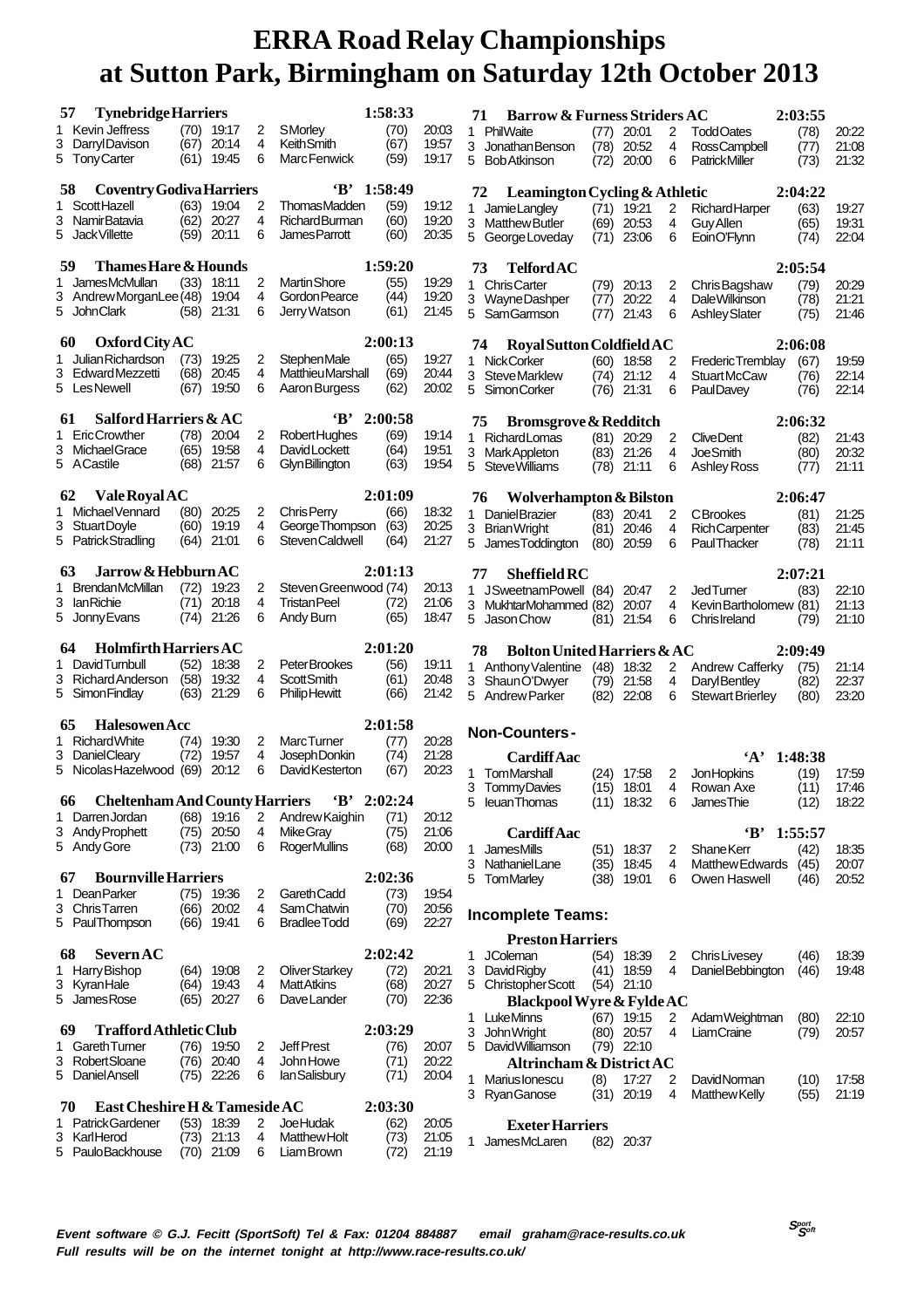# ERRA Road Relay Championships at Sutton Park, Birmingham on Saturday 12th October 2013

**57 Tynebridge Harriers** — 1:58:33

| Leg | Runner | Pos | Time | Leg | Runner | Pos | Time |
|---|---|---|---|---|---|---|---|
| 1 | Kevin Jeffress | (70) | 19:17 | 2 | S Morley | (70) | 20:03 |
| 3 | Darryl Davison | (67) | 20:14 | 4 | Keith Smith | (67) | 19:57 |
| 5 | Tony Carter | (61) | 19:45 | 6 | Marc Fenwick | (59) | 19:17 |

**58 Coventry Godiva Harriers 'B'** — 1:58:49

| Leg | Runner | Pos | Time | Leg | Runner | Pos | Time |
|---|---|---|---|---|---|---|---|
| 1 | Scott Hazell | (63) | 19:04 | 2 | Thomas Madden | (59) | 19:12 |
| 3 | Namir Batavia | (62) | 20:27 | 4 | Richard Burman | (60) | 19:20 |
| 5 | Jack Villette | (59) | 20:11 | 6 | James Parrott | (60) | 20:35 |

**59 Thames Hare & Hounds** — 1:59:20

| Leg | Runner | Pos | Time | Leg | Runner | Pos | Time |
|---|---|---|---|---|---|---|---|
| 1 | James McMullan | (33) | 18:11 | 2 | Martin Shore | (55) | 19:29 |
| 3 | Andrew Morgan Lee | (48) | 19:04 | 4 | Gordon Pearce | (44) | 19:20 |
| 5 | John Clark | (58) | 21:31 | 6 | Jerry Watson | (61) | 21:45 |

**60 Oxford City AC** — 2:00:13

| Leg | Runner | Pos | Time | Leg | Runner | Pos | Time |
|---|---|---|---|---|---|---|---|
| 1 | Julian Richardson | (73) | 19:25 | 2 | Stephen Male | (65) | 19:27 |
| 3 | Edward Mezzetti | (68) | 20:45 | 4 | Matthieu Marshall | (69) | 20:44 |
| 5 | Les Newell | (67) | 19:50 | 6 | Aaron Burgess | (62) | 20:02 |

**61 Salford Harriers & AC 'B'** — 2:00:58

| Leg | Runner | Pos | Time | Leg | Runner | Pos | Time |
|---|---|---|---|---|---|---|---|
| 1 | Eric Crowther | (78) | 20:04 | 2 | Robert Hughes | (69) | 19:14 |
| 3 | Michael Grace | (65) | 19:58 | 4 | David Lockett | (64) | 19:51 |
| 5 | A Castile | (68) | 21:57 | 6 | Glyn Billington | (63) | 19:54 |

**62 Vale Royal AC** — 2:01:09

| Leg | Runner | Pos | Time | Leg | Runner | Pos | Time |
|---|---|---|---|---|---|---|---|
| 1 | Michael Vennard | (80) | 20:25 | 2 | Chris Perry | (66) | 18:32 |
| 3 | Stuart Doyle | (60) | 19:19 | 4 | George Thompson | (63) | 20:25 |
| 5 | Patrick Stradling | (64) | 21:01 | 6 | Steven Caldwell | (64) | 21:27 |

**63 Jarrow & Hebburn AC** — 2:01:13

| Leg | Runner | Pos | Time | Leg | Runner | Pos | Time |
|---|---|---|---|---|---|---|---|
| 1 | Brendan McMillan | (72) | 19:23 | 2 | Steven Greenwood | (74) | 20:13 |
| 3 | Ian Richie | (71) | 20:18 | 4 | Tristan Peel | (72) | 21:06 |
| 5 | Jonny Evans | (74) | 21:26 | 6 | Andy Burn | (65) | 18:47 |

**64 Holmfirth Harriers AC** — 2:01:20

| Leg | Runner | Pos | Time | Leg | Runner | Pos | Time |
|---|---|---|---|---|---|---|---|
| 1 | David Turnbull | (52) | 18:38 | 2 | Peter Brookes | (56) | 19:11 |
| 3 | Richard Anderson | (58) | 19:32 | 4 | Scott Smith | (61) | 20:48 |
| 5 | Simon Findlay | (63) | 21:29 | 6 | Philip Hewitt | (66) | 21:42 |

**65 Halesowen Acc** — 2:01:58

| Leg | Runner | Pos | Time | Leg | Runner | Pos | Time |
|---|---|---|---|---|---|---|---|
| 1 | Richard White | (74) | 19:30 | 2 | Marc Turner | (77) | 20:28 |
| 3 | Daniel Cleary | (72) | 19:57 | 4 | Joseph Donkin | (74) | 21:28 |
| 5 | Nicolas Hazelwood | (69) | 20:12 | 6 | David Kesterton | (67) | 20:23 |

**66 Cheltenham And County Harriers 'B'** — 2:02:24

| Leg | Runner | Pos | Time | Leg | Runner | Pos | Time |
|---|---|---|---|---|---|---|---|
| 1 | Darren Jordan | (68) | 19:16 | 2 | Andrew Kaighin | (71) | 20:12 |
| 3 | Andy Prophett | (75) | 20:50 | 4 | Mike Gray | (75) | 21:06 |
| 5 | Andy Gore | (73) | 21:00 | 6 | Roger Mullins | (68) | 20:00 |

**67 Bournville Harriers** — 2:02:36

| Leg | Runner | Pos | Time | Leg | Runner | Pos | Time |
|---|---|---|---|---|---|---|---|
| 1 | Dean Parker | (75) | 19:36 | 2 | Gareth Cadd | (73) | 19:54 |
| 3 | Chris Tarren | (66) | 20:02 | 4 | Sam Chatwin | (70) | 20:56 |
| 5 | Paul Thompson | (66) | 19:41 | 6 | Bradlee Todd | (69) | 22:27 |

**68 Severn AC** — 2:02:42

| Leg | Runner | Pos | Time | Leg | Runner | Pos | Time |
|---|---|---|---|---|---|---|---|
| 1 | Harry Bishop | (64) | 19:08 | 2 | Oliver Starkey | (72) | 20:21 |
| 3 | Kyran Hale | (64) | 19:43 | 4 | Matt Atkins | (68) | 20:27 |
| 5 | James Rose | (65) | 20:27 | 6 | Dave Lander | (70) | 22:36 |

**69 Trafford Athletic Club** — 2:03:29

| Leg | Runner | Pos | Time | Leg | Runner | Pos | Time |
|---|---|---|---|---|---|---|---|
| 1 | Gareth Turner | (76) | 19:50 | 2 | Jeff Prest | (76) | 20:07 |
| 3 | Robert Sloane | (76) | 20:40 | 4 | John Howe | (71) | 20:22 |
| 5 | Daniel Ansell | (75) | 22:26 | 6 | Ian Salisbury | (71) | 20:04 |

**70 East Cheshire H & Tameside AC** — 2:03:30

| Leg | Runner | Pos | Time | Leg | Runner | Pos | Time |
|---|---|---|---|---|---|---|---|
| 1 | Patrick Gardener | (53) | 18:39 | 2 | Joe Hudak | (62) | 20:05 |
| 3 | Karl Herod | (73) | 21:13 | 4 | Matthew Holt | (73) | 21:05 |
| 5 | Paulo Backhouse | (70) | 21:09 | 6 | Liam Brown | (72) | 21:19 |

**71 Barrow & Furness Striders AC** — 2:03:55

| Leg | Runner | Pos | Time | Leg | Runner | Pos | Time |
|---|---|---|---|---|---|---|---|
| 1 | Phil Waite | (77) | 20:01 | 2 | Todd Oates | (78) | 20:22 |
| 3 | Jonathan Benson | (78) | 20:52 | 4 | Ross Campbell | (77) | 21:08 |
| 5 | Bob Atkinson | (72) | 20:00 | 6 | Patrick Miller | (73) | 21:32 |

**72 Leamington Cycling & Athletic** — 2:04:22

| Leg | Runner | Pos | Time | Leg | Runner | Pos | Time |
|---|---|---|---|---|---|---|---|
| 1 | Jamie Langley | (71) | 19:21 | 2 | Richard Harper | (63) | 19:27 |
| 3 | Matthew Butler | (69) | 20:53 | 4 | Guy Allen | (65) | 19:31 |
| 5 | George Loveday | (71) | 23:06 | 6 | Eoin O'Flynn | (74) | 22:04 |

**73 Telford AC** — 2:05:54

| Leg | Runner | Pos | Time | Leg | Runner | Pos | Time |
|---|---|---|---|---|---|---|---|
| 1 | Chris Carter | (79) | 20:13 | 2 | Chris Bagshaw | (79) | 20:29 |
| 3 | Wayne Dashper | (77) | 20:22 | 4 | Dale Wilkinson | (78) | 21:21 |
| 5 | Sam Garmson | (77) | 21:43 | 6 | Ashley Slater | (75) | 21:46 |

**74 Royal Sutton Coldfield AC** — 2:06:08

| Leg | Runner | Pos | Time | Leg | Runner | Pos | Time |
|---|---|---|---|---|---|---|---|
| 1 | Nick Corker | (60) | 18:58 | 2 | Frederic Tremblay | (67) | 19:59 |
| 3 | Steve Marklew | (74) | 21:12 | 4 | Stuart McCaw | (76) | 22:14 |
| 5 | Simon Corker | (76) | 21:31 | 6 | Paul Davey | (76) | 22:14 |

**75 Bromsgrove & Redditch** — 2:06:32

| Leg | Runner | Pos | Time | Leg | Runner | Pos | Time |
|---|---|---|---|---|---|---|---|
| 1 | Richard Lomas | (81) | 20:29 | 2 | Clive Dent | (82) | 21:43 |
| 3 | Mark Appleton | (83) | 21:26 | 4 | Joe Smith | (80) | 20:32 |
| 5 | Steve Williams | (78) | 21:11 | 6 | Ashley Ross | (77) | 21:11 |

**76 Wolverhampton & Bilston** — 2:06:47

| Leg | Runner | Pos | Time | Leg | Runner | Pos | Time |
|---|---|---|---|---|---|---|---|
| 1 | Daniel Brazier | (83) | 20:41 | 2 | C Brookes | (81) | 21:25 |
| 3 | Brian Wright | (81) | 20:46 | 4 | Rich Carpenter | (83) | 21:45 |
| 5 | James Toddington | (80) | 20:59 | 6 | Paul Thacker | (78) | 21:11 |

**77 Sheffield RC** — 2:07:21

| Leg | Runner | Pos | Time | Leg | Runner | Pos | Time |
|---|---|---|---|---|---|---|---|
| 1 | J Sweetnam Powell | (84) | 20:47 | 2 | Jed Turner | (83) | 22:10 |
| 3 | Mukhtar Mohammed | (82) | 20:07 | 4 | Kevin Bartholomew | (81) | 21:13 |
| 5 | Jason Chow | (81) | 21:54 | 6 | Chris Ireland | (79) | 21:10 |

**78 Bolton United Harriers & AC** — 2:09:49

| Leg | Runner | Pos | Time | Leg | Runner | Pos | Time |
|---|---|---|---|---|---|---|---|
| 1 | Anthony Valentine | (48) | 18:32 | 2 | Andrew Cafferky | (75) | 21:14 |
| 3 | Shaun O'Dwyer | (79) | 21:58 | 4 | Daryl Bentley | (82) | 22:37 |
| 5 | Andrew Parker | (82) | 22:08 | 6 | Stewart Brierley | (80) | 23:20 |

## Non-Counters -

**Cardiff Aac 'A'** — 1:48:38

| Leg | Runner | Pos | Time | Leg | Runner | Pos | Time |
|---|---|---|---|---|---|---|---|
| 1 | Tom Marshall | (24) | 17:58 | 2 | Jon Hopkins | (19) | 17:59 |
| 3 | Tommy Davies | (15) | 18:01 | 4 | Rowan Axe | (11) | 17:46 |
| 5 | Ieuan Thomas | (11) | 18:32 | 6 | James Thie | (12) | 18:22 |

**Cardiff Aac 'B'** — 1:55:57

| Leg | Runner | Pos | Time | Leg | Runner | Pos | Time |
|---|---|---|---|---|---|---|---|
| 1 | James Mills | (51) | 18:37 | 2 | Shane Kerr | (42) | 18:35 |
| 3 | Nathaniel Lane | (35) | 18:45 | 4 | Matthew Edwards | (45) | 20:07 |
| 5 | Tom Marley | (38) | 19:01 | 6 | Owen Haswell | (46) | 20:52 |

## Incomplete Teams:

**Preston Harriers**

| Leg | Runner | Pos | Time | Leg | Runner | Pos | Time |
|---|---|---|---|---|---|---|---|
| 1 | J Coleman | (54) | 18:39 | 2 | Chris Livesey | (46) | 18:39 |
| 3 | David Rigby | (41) | 18:59 | 4 | Daniel Bebbington | (46) | 19:48 |
| 5 | Christopher Scott | (54) | 21:10 | | | | |

**Blackpool Wyre & Fylde AC**

| Leg | Runner | Pos | Time | Leg | Runner | Pos | Time |
|---|---|---|---|---|---|---|---|
| 1 | Luke Minns | (67) | 19:15 | 2 | Adam Weightman | (80) | 22:10 |
| 3 | John Wright | (80) | 20:57 | 4 | Liam Craine | (79) | 20:57 |
| 5 | David Williamson | (79) | 22:10 | | | | |

**Altrincham & District AC**

| Leg | Runner | Pos | Time | Leg | Runner | Pos | Time |
|---|---|---|---|---|---|---|---|
| 1 | Marius Ionescu | (8) | 17:27 | 2 | David Norman | (10) | 17:58 |
| 3 | Ryan Ganose | (31) | 20:19 | 4 | Matthew Kelly | (55) | 21:19 |

**Exeter Harriers**

| Leg | Runner | Pos | Time |
|---|---|---|---|
| 1 | James McLaren | (82) | 20:37 |

*Event software © G.J. Fecitt (SportSoft) Tel & Fax: 01204 884887 email graham@race-results.co.uk*
*Full results will be on the internet tonight at http://www.race-results.co.uk/*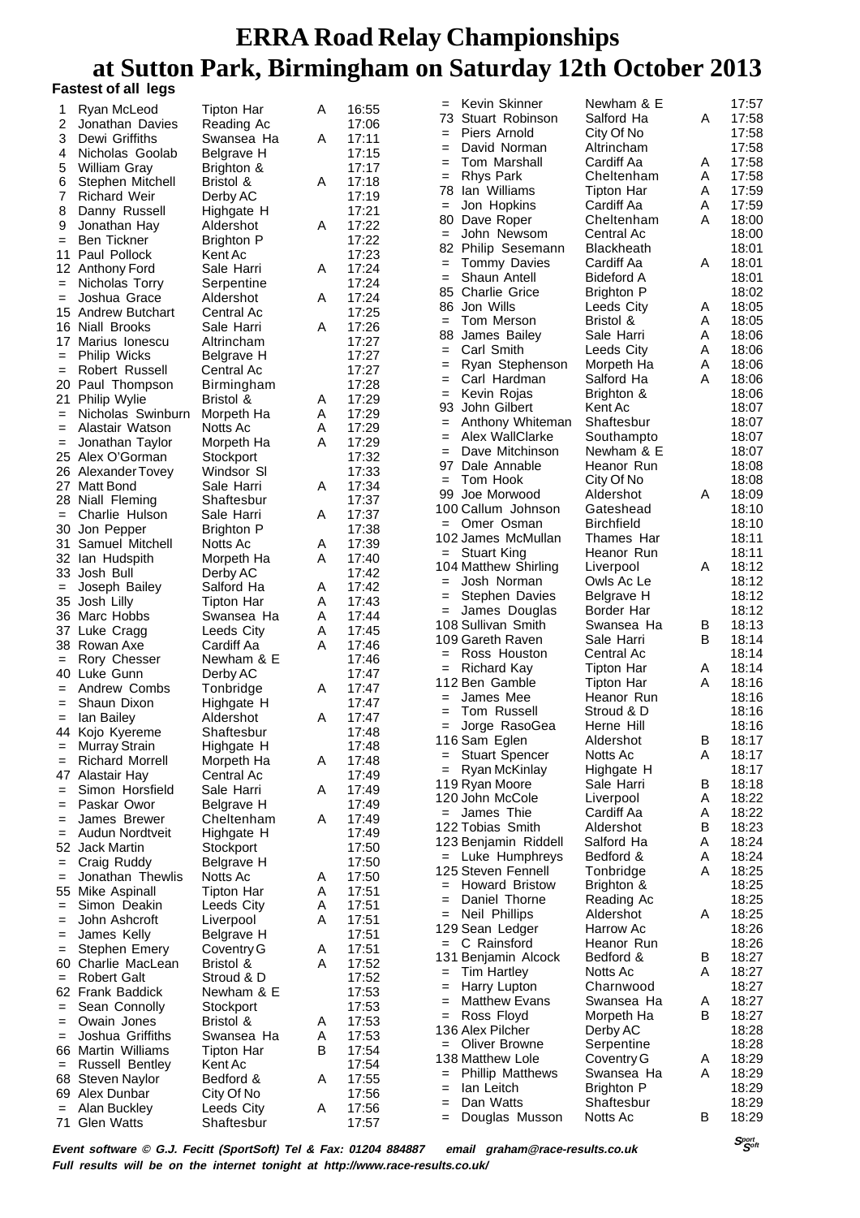# ERRA Road Relay Championships
# at Sutton Park, Birmingham on Saturday 12th October 2013

**Fastest of all legs**

| Pos | Name | Club | Team | Time |
|---|---|---|---|---|
| 1 | Ryan McLeod | Tipton Har | A | 16:55 |
| 2 | Jonathan Davies | Reading Ac | | 17:06 |
| 3 | Dewi Griffiths | Swansea Ha | A | 17:11 |
| 4 | Nicholas Goolab | Belgrave H | | 17:15 |
| 5 | William Gray | Brighton & | | 17:17 |
| 6 | Stephen Mitchell | Bristol & | A | 17:18 |
| 7 | Richard Weir | Derby AC | | 17:19 |
| 8 | Danny Russell | Highgate H | | 17:21 |
| 9 | Jonathan Hay | Aldershot | A | 17:22 |
| = | Ben Tickner | Brighton P | | 17:22 |
| 11 | Paul Pollock | Kent Ac | | 17:23 |
| 12 | Anthony Ford | Sale Harri | A | 17:24 |
| = | Nicholas Torry | Serpentine | | 17:24 |
| = | Joshua Grace | Aldershot | A | 17:24 |
| 15 | Andrew Butchart | Central Ac | | 17:25 |
| 16 | Niall Brooks | Sale Harri | A | 17:26 |
| 17 | Marius Ionescu | Altrincham | | 17:27 |
| = | Philip Wicks | Belgrave H | | 17:27 |
| = | Robert Russell | Central Ac | | 17:27 |
| 20 | Paul Thompson | Birmingham | | 17:28 |
| 21 | Philip Wylie | Bristol & | A | 17:29 |
| = | Nicholas Swinburn | Morpeth Ha | A | 17:29 |
| = | Alastair Watson | Notts Ac | A | 17:29 |
| = | Jonathan Taylor | Morpeth Ha | A | 17:29 |
| 25 | Alex O'Gorman | Stockport | | 17:32 |
| 26 | Alexander Tovey | Windsor Sl | | 17:33 |
| 27 | Matt Bond | Sale Harri | A | 17:34 |
| 28 | Niall Fleming | Shaftesbur | | 17:37 |
| = | Charlie Hulson | Sale Harri | A | 17:37 |
| 30 | Jon Pepper | Brighton P | | 17:38 |
| 31 | Samuel Mitchell | Notts Ac | A | 17:39 |
| 32 | Ian Hudspith | Morpeth Ha | A | 17:40 |
| 33 | Josh Bull | Derby AC | | 17:42 |
| = | Joseph Bailey | Salford Ha | A | 17:42 |
| 35 | Josh Lilly | Tipton Har | A | 17:43 |
| 36 | Marc Hobbs | Swansea Ha | A | 17:44 |
| 37 | Luke Cragg | Leeds City | A | 17:45 |
| 38 | Rowan Axe | Cardiff Aa | A | 17:46 |
| = | Rory Chesser | Newham & E | | 17:46 |
| 40 | Luke Gunn | Derby AC | | 17:47 |
| = | Andrew Combs | Tonbridge | A | 17:47 |
| = | Shaun Dixon | Highgate H | | 17:47 |
| = | Ian Bailey | Aldershot | A | 17:47 |
| 44 | Kojo Kyereme | Shaftesbur | | 17:48 |
| = | Murray Strain | Highgate H | | 17:48 |
| = | Richard Morrell | Morpeth Ha | A | 17:48 |
| 47 | Alastair Hay | Central Ac | | 17:49 |
| = | Simon Horsfield | Sale Harri | A | 17:49 |
| = | Paskar Owor | Belgrave H | | 17:49 |
| = | James Brewer | Cheltenham | A | 17:49 |
| = | Audun Nordtveit | Highgate H | | 17:49 |
| 52 | Jack Martin | Stockport | | 17:50 |
| = | Craig Ruddy | Belgrave H | | 17:50 |
| = | Jonathan Thewlis | Notts Ac | A | 17:50 |
| 55 | Mike Aspinall | Tipton Har | A | 17:51 |
| = | Simon Deakin | Leeds City | A | 17:51 |
| = | John Ashcroft | Liverpool | A | 17:51 |
| = | James Kelly | Belgrave H | | 17:51 |
| = | Stephen Emery | Coventry G | A | 17:51 |
| 60 | Charlie MacLean | Bristol & | A | 17:52 |
| = | Robert Galt | Stroud & D | | 17:52 |
| 62 | Frank Baddick | Newham & E | | 17:53 |
| = | Sean Connolly | Stockport | | 17:53 |
| = | Owain Jones | Bristol & | A | 17:53 |
| = | Joshua Griffiths | Swansea Ha | A | 17:53 |
| 66 | Martin Williams | Tipton Har | B | 17:54 |
| = | Russell Bentley | Kent Ac | | 17:54 |
| 68 | Steven Naylor | Bedford & | A | 17:55 |
| 69 | Alex Dunbar | City Of No | | 17:56 |
| = | Alan Buckley | Leeds City | A | 17:56 |
| 71 | Glen Watts | Shaftesbur | | 17:57 |
| = | Kevin Skinner | Newham & E | | 17:57 |
| 73 | Stuart Robinson | Salford Ha | A | 17:58 |
| = | Piers Arnold | City Of No | | 17:58 |
| = | David Norman | Altrincham | | 17:58 |
| = | Tom Marshall | Cardiff Aa | A | 17:58 |
| = | Rhys Park | Cheltenham | A | 17:58 |
| 78 | Ian Williams | Tipton Har | A | 17:59 |
| = | Jon Hopkins | Cardiff Aa | A | 17:59 |
| 80 | Dave Roper | Cheltenham | A | 18:00 |
| = | John Newsom | Central Ac | | 18:00 |
| 82 | Philip Sesemann | Blackheath | | 18:01 |
| = | Tommy Davies | Cardiff Aa | A | 18:01 |
| = | Shaun Antell | Bideford A | | 18:01 |
| 85 | Charlie Grice | Brighton P | | 18:02 |
| 86 | Jon Wills | Leeds City | A | 18:05 |
| = | Tom Merson | Bristol & | A | 18:05 |
| 88 | James Bailey | Sale Harri | A | 18:06 |
| = | Carl Smith | Leeds City | A | 18:06 |
| = | Ryan Stephenson | Morpeth Ha | A | 18:06 |
| = | Carl Hardman | Salford Ha | A | 18:06 |
| = | Kevin Rojas | Brighton & | | 18:06 |
| 93 | John Gilbert | Kent Ac | | 18:07 |
| = | Anthony Whiteman | Shaftesbur | | 18:07 |
| = | Alex WallClarke | Southampto | | 18:07 |
| = | Dave Mitchinson | Newham & E | | 18:07 |
| 97 | Dale Annable | Heanor Run | | 18:08 |
| = | Tom Hook | City Of No | | 18:08 |
| 99 | Joe Morwood | Aldershot | A | 18:09 |
| 100 | Callum Johnson | Gateshead | | 18:10 |
| = | Omer Osman | Birchfield | | 18:10 |
| 102 | James McMullan | Thames Har | | 18:11 |
| = | Stuart King | Heanor Run | | 18:11 |
| 104 | Matthew Shirling | Liverpool | A | 18:12 |
| = | Josh Norman | Owls Ac Le | | 18:12 |
| = | Stephen Davies | Belgrave H | | 18:12 |
| = | James Douglas | Border Har | | 18:12 |
| 108 | Sullivan Smith | Swansea Ha | B | 18:13 |
| 109 | Gareth Raven | Sale Harri | B | 18:14 |
| = | Ross Houston | Central Ac | | 18:14 |
| = | Richard Kay | Tipton Har | A | 18:14 |
| 112 | Ben Gamble | Tipton Har | A | 18:16 |
| = | James Mee | Heanor Run | | 18:16 |
| = | Tom Russell | Stroud & D | | 18:16 |
| = | Jorge RasoGea | Herne Hill | | 18:16 |
| 116 | Sam Eglen | Aldershot | B | 18:17 |
| = | Stuart Spencer | Notts Ac | A | 18:17 |
| = | Ryan McKinlay | Highgate H | | 18:17 |
| 119 | Ryan Moore | Sale Harri | B | 18:18 |
| 120 | John McCole | Liverpool | A | 18:22 |
| = | James Thie | Cardiff Aa | A | 18:22 |
| 122 | Tobias Smith | Aldershot | B | 18:23 |
| 123 | Benjamin Riddell | Salford Ha | A | 18:24 |
| = | Luke Humphreys | Bedford & | A | 18:24 |
| 125 | Steven Fennell | Tonbridge | A | 18:25 |
| = | Howard Bristow | Brighton & | | 18:25 |
| = | Daniel Thorne | Reading Ac | | 18:25 |
| = | Neil Phillips | Aldershot | A | 18:25 |
| 129 | Sean Ledger | Harrow Ac | | 18:26 |
| = | C Rainsford | Heanor Run | | 18:26 |
| 131 | Benjamin Alcock | Bedford & | B | 18:27 |
| = | Tim Hartley | Notts Ac | A | 18:27 |
| = | Harry Lupton | Charnwood | | 18:27 |
| = | Matthew Evans | Swansea Ha | A | 18:27 |
| = | Ross Floyd | Morpeth Ha | B | 18:27 |
| 136 | Alex Pilcher | Derby AC | | 18:28 |
| = | Oliver Browne | Serpentine | | 18:28 |
| 138 | Matthew Lole | Coventry G | A | 18:29 |
| = | Phillip Matthews | Swansea Ha | A | 18:29 |
| = | Ian Leitch | Brighton P | | 18:29 |
| = | Dan Watts | Shaftesbur | | 18:29 |
| = | Douglas Musson | Notts Ac | B | 18:29 |

***Event software © G.J. Fecitt (SportSoft) Tel & Fax: 01204 884887 email graham@race-results.co.uk***
***Full results will be on the internet tonight at http://www.race-results.co.uk/***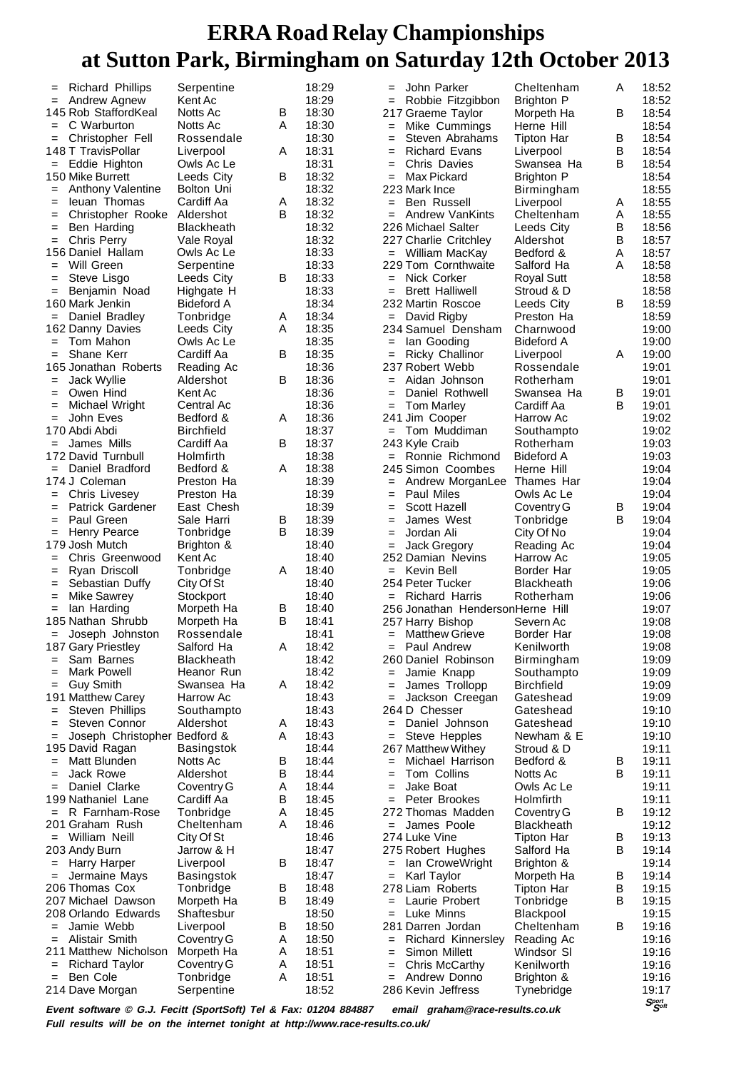# ERRA Road Relay Championships at Sutton Park, Birmingham on Saturday 12th October 2013

| Pos | Name | Club | Team | Time |
|---|---|---|---|---|
| = | Richard Phillips | Serpentine | | 18:29 |
| = | Andrew Agnew | Kent Ac | | 18:29 |
| 145 | Rob StaffordKeal | Notts Ac | B | 18:30 |
| = | C Warburton | Notts Ac | A | 18:30 |
| = | Christopher Fell | Rossendale | | 18:30 |
| 148 | T TravisPollar | Liverpool | A | 18:31 |
| = | Eddie Highton | Owls Ac Le | | 18:31 |
| 150 | Mike Burrett | Leeds City | B | 18:32 |
| = | Anthony Valentine | Bolton Uni | | 18:32 |
| = | Ieuan Thomas | Cardiff Aa | A | 18:32 |
| = | Christopher Rooke | Aldershot | B | 18:32 |
| = | Ben Harding | Blackheath | | 18:32 |
| = | Chris Perry | Vale Royal | | 18:32 |
| 156 | Daniel Hallam | Owls Ac Le | | 18:33 |
| = | Will Green | Serpentine | | 18:33 |
| = | Steve Lisgo | Leeds City | B | 18:33 |
| = | Benjamin Noad | Highgate H | | 18:33 |
| 160 | Mark Jenkin | Bideford A | | 18:34 |
| = | Daniel Bradley | Tonbridge | A | 18:34 |
| 162 | Danny Davies | Leeds City | A | 18:35 |
| = | Tom Mahon | Owls Ac Le | | 18:35 |
| = | Shane Kerr | Cardiff Aa | B | 18:35 |
| 165 | Jonathan Roberts | Reading Ac | | 18:36 |
| = | Jack Wyllie | Aldershot | B | 18:36 |
| = | Owen Hind | Kent Ac | | 18:36 |
| = | Michael Wright | Central Ac | | 18:36 |
| = | John Eves | Bedford & | A | 18:36 |
| 170 | Abdi Abdi | Birchfield | | 18:37 |
| = | James Mills | Cardiff Aa | B | 18:37 |
| 172 | David Turnbull | Holmfirth | | 18:38 |
| = | Daniel Bradford | Bedford & | A | 18:38 |
| 174 | J Coleman | Preston Ha | | 18:39 |
| = | Chris Livesey | Preston Ha | | 18:39 |
| = | Patrick Gardener | East Chesh | | 18:39 |
| = | Paul Green | Sale Harri | B | 18:39 |
| = | Henry Pearce | Tonbridge | B | 18:39 |
| 179 | Josh Mutch | Brighton & | | 18:40 |
| = | Chris Greenwood | Kent Ac | | 18:40 |
| = | Ryan Driscoll | Tonbridge | A | 18:40 |
| = | Sebastian Duffy | City Of St | | 18:40 |
| = | Mike Sawrey | Stockport | | 18:40 |
| = | Ian Harding | Morpeth Ha | B | 18:40 |
| 185 | Nathan Shrubb | Morpeth Ha | B | 18:41 |
| = | Joseph Johnston | Rossendale | | 18:41 |
| 187 | Gary Priestley | Salford Ha | A | 18:42 |
| = | Sam Barnes | Blackheath | | 18:42 |
| = | Mark Powell | Heanor Run | | 18:42 |
| = | Guy Smith | Swansea Ha | A | 18:42 |
| 191 | Matthew Carey | Harrow Ac | | 18:43 |
| = | Steven Phillips | Southampto | | 18:43 |
| = | Steven Connor | Aldershot | A | 18:43 |
| = | Joseph Christopher | Bedford & | A | 18:43 |
| 195 | David Ragan | Basingstok | | 18:44 |
| = | Matt Blunden | Notts Ac | B | 18:44 |
| = | Jack Rowe | Aldershot | B | 18:44 |
| = | Daniel Clarke | Coventry G | A | 18:44 |
| 199 | Nathaniel Lane | Cardiff Aa | B | 18:45 |
| = | R Farnham-Rose | Tonbridge | A | 18:45 |
| 201 | Graham Rush | Cheltenham | A | 18:46 |
| = | William Neill | City Of St | | 18:46 |
| 203 | Andy Burn | Jarrow & H | | 18:47 |
| = | Harry Harper | Liverpool | B | 18:47 |
| = | Jermaine Mays | Basingstok | | 18:47 |
| 206 | Thomas Cox | Tonbridge | B | 18:48 |
| 207 | Michael Dawson | Morpeth Ha | B | 18:49 |
| 208 | Orlando Edwards | Shaftesbur | | 18:50 |
| = | Jamie Webb | Liverpool | B | 18:50 |
| = | Alistair Smith | Coventry G | A | 18:50 |
| 211 | Matthew Nicholson | Morpeth Ha | A | 18:51 |
| = | Richard Taylor | Coventry G | A | 18:51 |
| = | Ben Cole | Tonbridge | A | 18:51 |
| 214 | Dave Morgan | Serpentine | | 18:52 |
| = | John Parker | Cheltenham | A | 18:52 |
| = | Robbie Fitzgibbon | Brighton P | | 18:52 |
| 217 | Graeme Taylor | Morpeth Ha | B | 18:54 |
| = | Mike Cummings | Herne Hill | | 18:54 |
| = | Steven Abrahams | Tipton Har | B | 18:54 |
| = | Richard Evans | Liverpool | B | 18:54 |
| = | Chris Davies | Swansea Ha | B | 18:54 |
| = | Max Pickard | Brighton P | | 18:54 |
| 223 | Mark Ince | Birmingham | | 18:55 |
| = | Ben Russell | Liverpool | A | 18:55 |
| = | Andrew VanKints | Cheltenham | A | 18:55 |
| 226 | Michael Salter | Leeds City | B | 18:56 |
| 227 | Charlie Critchley | Aldershot | B | 18:57 |
| = | William MacKay | Bedford & | A | 18:57 |
| 229 | Tom Cornthwaite | Salford Ha | A | 18:58 |
| = | Nick Corker | Royal Sutt | | 18:58 |
| = | Brett Halliwell | Stroud & D | | 18:58 |
| 232 | Martin Roscoe | Leeds City | B | 18:59 |
| = | David Rigby | Preston Ha | | 18:59 |
| 234 | Samuel Densham | Charnwood | | 19:00 |
| = | Ian Gooding | Bideford A | | 19:00 |
| = | Ricky Challinor | Liverpool | A | 19:00 |
| 237 | Robert Webb | Rossendale | | 19:01 |
| = | Aidan Johnson | Rotherham | | 19:01 |
| = | Daniel Rothwell | Swansea Ha | B | 19:01 |
| = | Tom Marley | Cardiff Aa | B | 19:01 |
| 241 | Jim Cooper | Harrow Ac | | 19:02 |
| = | Tom Muddiman | Southampto | | 19:02 |
| 243 | Kyle Craib | Rotherham | | 19:03 |
| = | Ronnie Richmond | Bideford A | | 19:03 |
| 245 | Simon Coombes | Herne Hill | | 19:04 |
| = | Andrew MorganLee | Thames Har | | 19:04 |
| = | Paul Miles | Owls Ac Le | | 19:04 |
| = | Scott Hazell | Coventry G | B | 19:04 |
| = | James West | Tonbridge | B | 19:04 |
| = | Jordan Ali | City Of No | | 19:04 |
| = | Jack Gregory | Reading Ac | | 19:04 |
| 252 | Damian Nevins | Harrow Ac | | 19:05 |
| = | Kevin Bell | Border Har | | 19:05 |
| 254 | Peter Tucker | Blackheath | | 19:06 |
| = | Richard Harris | Rotherham | | 19:06 |
| 256 | Jonathan Henderson | Herne Hill | | 19:07 |
| 257 | Harry Bishop | Severn Ac | | 19:08 |
| = | Matthew Grieve | Border Har | | 19:08 |
| = | Paul Andrew | Kenilworth | | 19:08 |
| 260 | Daniel Robinson | Birmingham | | 19:09 |
| = | Jamie Knapp | Southampto | | 19:09 |
| = | James Trollopp | Birchfield | | 19:09 |
| = | Jackson Creegan | Gateshead | | 19:09 |
| 264 | D Chesser | Gateshead | | 19:10 |
| = | Daniel Johnson | Gateshead | | 19:10 |
| = | Steve Hepples | Newham & E | | 19:10 |
| 267 | Matthew Withey | Stroud & D | | 19:11 |
| = | Michael Harrison | Bedford & | B | 19:11 |
| = | Tom Collins | Notts Ac | B | 19:11 |
| = | Jake Boat | Owls Ac Le | | 19:11 |
| = | Peter Brookes | Holmfirth | | 19:11 |
| 272 | Thomas Madden | Coventry G | B | 19:12 |
| = | James Poole | Blackheath | | 19:12 |
| 274 | Luke Vine | Tipton Har | B | 19:13 |
| 275 | Robert Hughes | Salford Ha | B | 19:14 |
| = | Ian CroweWright | Brighton & | | 19:14 |
| = | Karl Taylor | Morpeth Ha | B | 19:14 |
| 278 | Liam Roberts | Tipton Har | B | 19:15 |
| = | Laurie Probert | Tonbridge | B | 19:15 |
| = | Luke Minns | Blackpool | | 19:15 |
| 281 | Darren Jordan | Cheltenham | B | 19:16 |
| = | Richard Kinnersley | Reading Ac | | 19:16 |
| = | Simon Millett | Windsor Sl | | 19:16 |
| = | Chris McCarthy | Kenilworth | | 19:16 |
| = | Andrew Donno | Brighton & | | 19:16 |
| 286 | Kevin Jeffress | Tynebridge | | 19:17 |

*Event software © G.J. Fecitt (SportSoft) Tel & Fax: 01204 884887 email graham@race-results.co.uk*

*Full results will be on the internet tonight at http://www.race-results.co.uk/*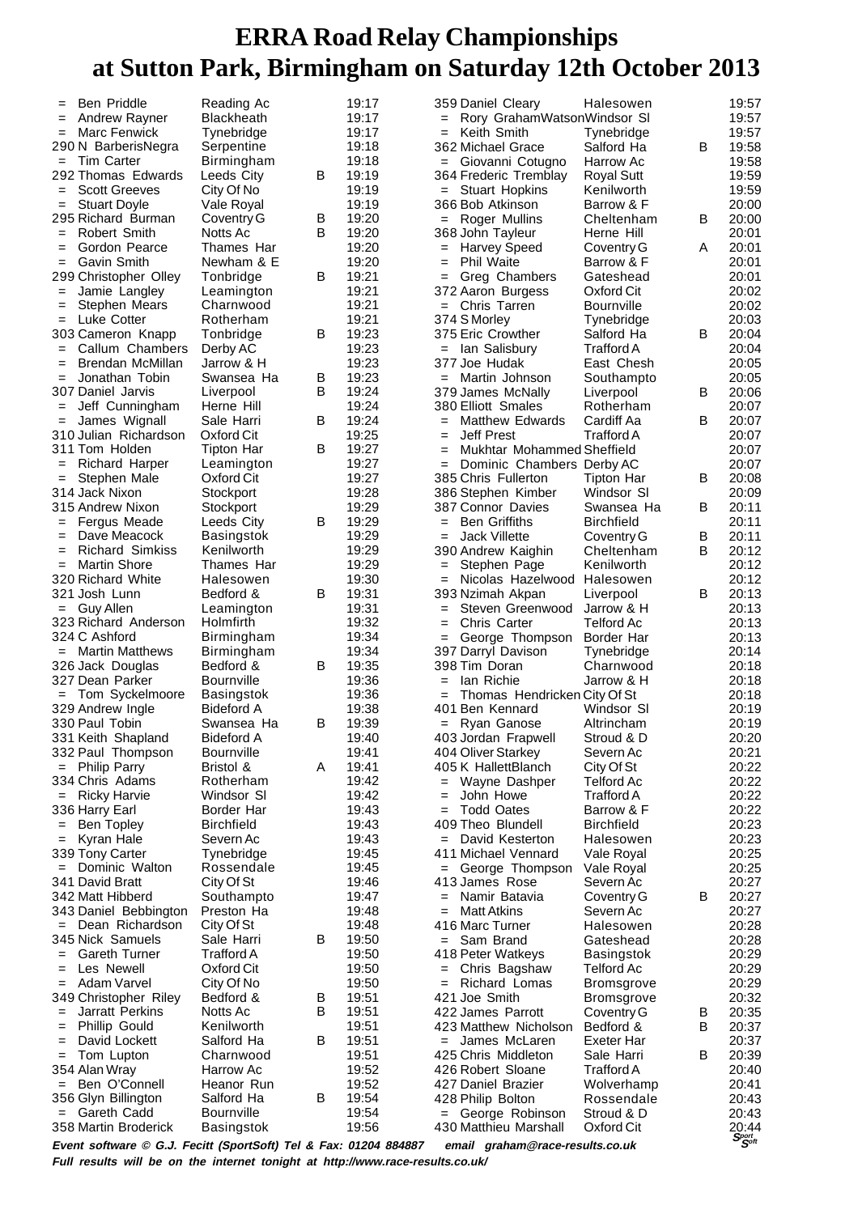# ERRA Road Relay Championships at Sutton Park, Birmingham on Saturday 12th October 2013

| Pos | Name | Club | Team | Time |
|---|---|---|---|---|
| = | Ben Priddle | Reading Ac | | 19:17 |
| = | Andrew Rayner | Blackheath | | 19:17 |
| = | Marc Fenwick | Tynebridge | | 19:17 |
| 290 | N BarberisNegra | Serpentine | | 19:18 |
| = | Tim Carter | Birmingham | | 19:18 |
| 292 | Thomas Edwards | Leeds City | B | 19:19 |
| = | Scott Greeves | City Of No | | 19:19 |
| = | Stuart Doyle | Vale Royal | | 19:19 |
| 295 | Richard Burman | Coventry G | B | 19:20 |
| = | Robert Smith | Notts Ac | B | 19:20 |
| = | Gordon Pearce | Thames Har | | 19:20 |
| = | Gavin Smith | Newham & E | | 19:20 |
| 299 | Christopher Olley | Tonbridge | B | 19:21 |
| = | Jamie Langley | Leamington | | 19:21 |
| = | Stephen Mears | Charnwood | | 19:21 |
| = | Luke Cotter | Rotherham | | 19:21 |
| 303 | Cameron Knapp | Tonbridge | B | 19:23 |
| = | Callum Chambers | Derby AC | | 19:23 |
| = | Brendan McMillan | Jarrow & H | | 19:23 |
| = | Jonathan Tobin | Swansea Ha | B | 19:23 |
| 307 | Daniel Jarvis | Liverpool | B | 19:24 |
| = | Jeff Cunningham | Herne Hill | | 19:24 |
| = | James Wignall | Sale Harri | B | 19:24 |
| 310 | Julian Richardson | Oxford Cit | | 19:25 |
| 311 | Tom Holden | Tipton Har | B | 19:27 |
| = | Richard Harper | Leamington | | 19:27 |
| = | Stephen Male | Oxford Cit | | 19:27 |
| 314 | Jack Nixon | Stockport | | 19:28 |
| 315 | Andrew Nixon | Stockport | | 19:29 |
| = | Fergus Meade | Leeds City | B | 19:29 |
| = | Dave Meacock | Basingstok | | 19:29 |
| = | Richard Simkiss | Kenilworth | | 19:29 |
| = | Martin Shore | Thames Har | | 19:29 |
| 320 | Richard White | Halesowen | | 19:30 |
| 321 | Josh Lunn | Bedford & | B | 19:31 |
| = | Guy Allen | Leamington | | 19:31 |
| 323 | Richard Anderson | Holmfirth | | 19:32 |
| 324 | C Ashford | Birmingham | | 19:34 |
| = | Martin Matthews | Birmingham | | 19:34 |
| 326 | Jack Douglas | Bedford & | B | 19:35 |
| 327 | Dean Parker | Bournville | | 19:36 |
| = | Tom Syckelmoore | Basingstok | | 19:36 |
| 329 | Andrew Ingle | Bideford A | | 19:38 |
| 330 | Paul Tobin | Swansea Ha | B | 19:39 |
| 331 | Keith Shapland | Bideford A | | 19:40 |
| 332 | Paul Thompson | Bournville | | 19:41 |
| = | Philip Parry | Bristol & | A | 19:41 |
| 334 | Chris Adams | Rotherham | | 19:42 |
| = | Ricky Harvie | Windsor Sl | | 19:42 |
| 336 | Harry Earl | Border Har | | 19:43 |
| = | Ben Topley | Birchfield | | 19:43 |
| = | Kyran Hale | Severn Ac | | 19:43 |
| 339 | Tony Carter | Tynebridge | | 19:45 |
| = | Dominic Walton | Rossendale | | 19:45 |
| 341 | David Bratt | City Of St | | 19:46 |
| 342 | Matt Hibberd | Southampto | | 19:47 |
| 343 | Daniel Bebbington | Preston Ha | | 19:48 |
| = | Dean Richardson | City Of St | | 19:48 |
| 345 | Nick Samuels | Sale Harri | B | 19:50 |
| = | Gareth Turner | Trafford A | | 19:50 |
| = | Les Newell | Oxford Cit | | 19:50 |
| = | Adam Varvel | City Of No | | 19:50 |
| 349 | Christopher Riley | Bedford & | B | 19:51 |
| = | Jarratt Perkins | Notts Ac | B | 19:51 |
| = | Phillip Gould | Kenilworth | | 19:51 |
| = | David Lockett | Salford Ha | B | 19:51 |
| = | Tom Lupton | Charnwood | | 19:51 |
| 354 | Alan Wray | Harrow Ac | | 19:52 |
| = | Ben O'Connell | Heanor Run | | 19:52 |
| 356 | Glyn Billington | Salford Ha | B | 19:54 |
| = | Gareth Cadd | Bournville | | 19:54 |
| 358 | Martin Broderick | Basingstok | | 19:56 |
| 359 | Daniel Cleary | Halesowen | | 19:57 |
| = | Rory GrahamWatson | Windsor Sl | | 19:57 |
| = | Keith Smith | Tynebridge | | 19:57 |
| 362 | Michael Grace | Salford Ha | B | 19:58 |
| = | Giovanni Cotugno | Harrow Ac | | 19:58 |
| 364 | Frederic Tremblay | Royal Sutt | | 19:59 |
| = | Stuart Hopkins | Kenilworth | | 19:59 |
| 366 | Bob Atkinson | Barrow & F | | 20:00 |
| = | Roger Mullins | Cheltenham | B | 20:00 |
| 368 | John Tayleur | Herne Hill | | 20:01 |
| = | Harvey Speed | Coventry G | A | 20:01 |
| = | Phil Waite | Barrow & F | | 20:01 |
| = | Greg Chambers | Gateshead | | 20:01 |
| 372 | Aaron Burgess | Oxford Cit | | 20:02 |
| = | Chris Tarren | Bournville | | 20:02 |
| 374 | S Morley | Tynebridge | | 20:03 |
| 375 | Eric Crowther | Salford Ha | B | 20:04 |
| = | Ian Salisbury | Trafford A | | 20:04 |
| 377 | Joe Hudak | East Chesh | | 20:05 |
| = | Martin Johnson | Southampto | | 20:05 |
| 379 | James McNally | Liverpool | B | 20:06 |
| 380 | Elliott Smales | Rotherham | | 20:07 |
| = | Matthew Edwards | Cardiff Aa | B | 20:07 |
| = | Jeff Prest | Trafford A | | 20:07 |
| = | Mukhtar Mohammed | Sheffield | | 20:07 |
| = | Dominic Chambers | Derby AC | | 20:07 |
| 385 | Chris Fullerton | Tipton Har | B | 20:08 |
| 386 | Stephen Kimber | Windsor Sl | | 20:09 |
| 387 | Connor Davies | Swansea Ha | B | 20:11 |
| = | Ben Griffiths | Birchfield | | 20:11 |
| = | Jack Villette | Coventry G | B | 20:11 |
| 390 | Andrew Kaighin | Cheltenham | B | 20:12 |
| = | Stephen Page | Kenilworth | | 20:12 |
| = | Nicolas Hazelwood | Halesowen | | 20:12 |
| 393 | Nzimah Akpan | Liverpool | B | 20:13 |
| = | Steven Greenwood | Jarrow & H | | 20:13 |
| = | Chris Carter | Telford Ac | | 20:13 |
| = | George Thompson | Border Har | | 20:13 |
| 397 | Darryl Davison | Tynebridge | | 20:14 |
| 398 | Tim Doran | Charnwood | | 20:18 |
| = | Ian Richie | Jarrow & H | | 20:18 |
| = | Thomas Hendricken | City Of St | | 20:18 |
| 401 | Ben Kennard | Windsor Sl | | 20:19 |
| = | Ryan Ganose | Altrincham | | 20:19 |
| 403 | Jordan Frapwell | Stroud & D | | 20:20 |
| 404 | Oliver Starkey | Severn Ac | | 20:21 |
| 405 | K HallettBlanch | City Of St | | 20:22 |
| = | Wayne Dashper | Telford Ac | | 20:22 |
| = | John Howe | Trafford A | | 20:22 |
| = | Todd Oates | Barrow & F | | 20:22 |
| 409 | Theo Blundell | Birchfield | | 20:23 |
| = | David Kesterton | Halesowen | | 20:23 |
| 411 | Michael Vennard | Vale Royal | | 20:25 |
| = | George Thompson | Vale Royal | | 20:25 |
| 413 | James Rose | Severn Ac | | 20:27 |
| = | Namir Batavia | Coventry G | B | 20:27 |
| = | Matt Atkins | Severn Ac | | 20:27 |
| 416 | Marc Turner | Halesowen | | 20:28 |
| = | Sam Brand | Gateshead | | 20:28 |
| 418 | Peter Watkeys | Basingstok | | 20:29 |
| = | Chris Bagshaw | Telford Ac | | 20:29 |
| = | Richard Lomas | Bromsgrove | | 20:29 |
| 421 | Joe Smith | Bromsgrove | | 20:32 |
| 422 | James Parrott | Coventry G | B | 20:35 |
| 423 | Matthew Nicholson | Bedford & | B | 20:37 |
| = | James McLaren | Exeter Har | | 20:37 |
| 425 | Chris Middleton | Sale Harri | B | 20:39 |
| 426 | Robert Sloane | Trafford A | | 20:40 |
| 427 | Daniel Brazier | Wolverhamp | | 20:41 |
| 428 | Philip Bolton | Rossendale | | 20:43 |
| = | George Robinson | Stroud & D | | 20:43 |
| 430 | Matthieu Marshall | Oxford Cit | | 20:44 |

***Event software © G.J. Fecitt (SportSoft) Tel & Fax: 01204 884887 email graham@race-results.co.uk***

***Full results will be on the internet tonight at http://www.race-results.co.uk/***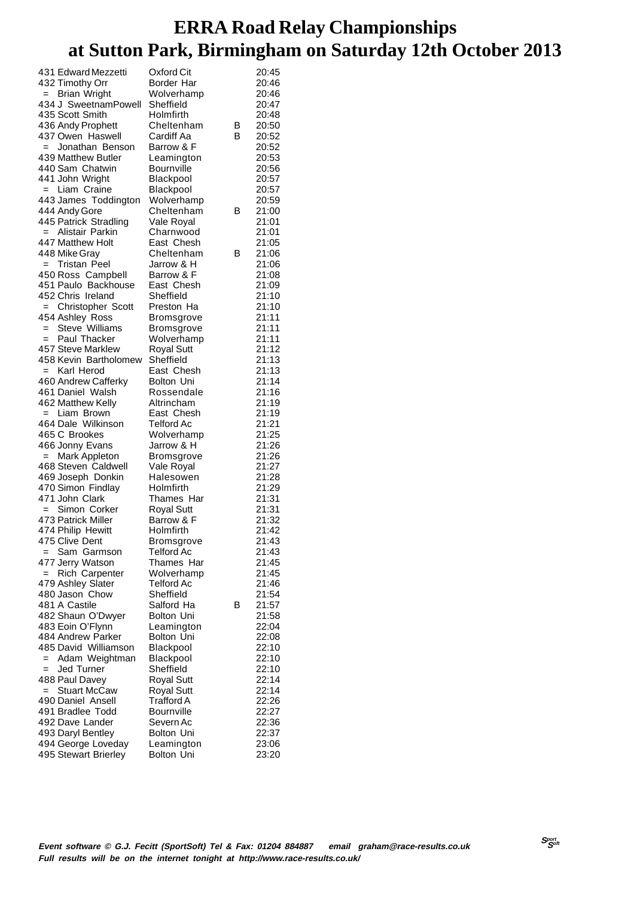# ERRA Road Relay Championships at Sutton Park, Birmingham on Saturday 12th October 2013

| | | | | |
|---|---|---|---|---|
| 431 | Edward Mezzetti | Oxford Cit | | 20:45 |
| 432 | Timothy Orr | Border Har | | 20:46 |
| = | Brian Wright | Wolverhamp | | 20:46 |
| 434 | J SweetnamPowell | Sheffield | | 20:47 |
| 435 | Scott Smith | Holmfirth | | 20:48 |
| 436 | Andy Prophett | Cheltenham | B | 20:50 |
| 437 | Owen Haswell | Cardiff Aa | B | 20:52 |
| = | Jonathan Benson | Barrow & F | | 20:52 |
| 439 | Matthew Butler | Leamington | | 20:53 |
| 440 | Sam Chatwin | Bournville | | 20:56 |
| 441 | John Wright | Blackpool | | 20:57 |
| = | Liam Craine | Blackpool | | 20:57 |
| 443 | James Toddington | Wolverhamp | | 20:59 |
| 444 | Andy Gore | Cheltenham | B | 21:00 |
| 445 | Patrick Stradling | Vale Royal | | 21:01 |
| = | Alistair Parkin | Charnwood | | 21:01 |
| 447 | Matthew Holt | East Chesh | | 21:05 |
| 448 | Mike Gray | Cheltenham | B | 21:06 |
| = | Tristan Peel | Jarrow & H | | 21:06 |
| 450 | Ross Campbell | Barrow & F | | 21:08 |
| 451 | Paulo Backhouse | East Chesh | | 21:09 |
| 452 | Chris Ireland | Sheffield | | 21:10 |
| = | Christopher Scott | Preston Ha | | 21:10 |
| 454 | Ashley Ross | Bromsgrove | | 21:11 |
| = | Steve Williams | Bromsgrove | | 21:11 |
| = | Paul Thacker | Wolverhamp | | 21:11 |
| 457 | Steve Marklew | Royal Sutt | | 21:12 |
| 458 | Kevin Bartholomew | Sheffield | | 21:13 |
| = | Karl Herod | East Chesh | | 21:13 |
| 460 | Andrew Cafferky | Bolton Uni | | 21:14 |
| 461 | Daniel Walsh | Rossendale | | 21:16 |
| 462 | Matthew Kelly | Altrincham | | 21:19 |
| = | Liam Brown | East Chesh | | 21:19 |
| 464 | Dale Wilkinson | Telford Ac | | 21:21 |
| 465 | C Brookes | Wolverhamp | | 21:25 |
| 466 | Jonny Evans | Jarrow & H | | 21:26 |
| = | Mark Appleton | Bromsgrove | | 21:26 |
| 468 | Steven Caldwell | Vale Royal | | 21:27 |
| 469 | Joseph Donkin | Halesowen | | 21:28 |
| 470 | Simon Findlay | Holmfirth | | 21:29 |
| 471 | John Clark | Thames Har | | 21:31 |
| = | Simon Corker | Royal Sutt | | 21:31 |
| 473 | Patrick Miller | Barrow & F | | 21:32 |
| 474 | Philip Hewitt | Holmfirth | | 21:42 |
| 475 | Clive Dent | Bromsgrove | | 21:43 |
| = | Sam Garmson | Telford Ac | | 21:43 |
| 477 | Jerry Watson | Thames Har | | 21:45 |
| = | Rich Carpenter | Wolverhamp | | 21:45 |
| 479 | Ashley Slater | Telford Ac | | 21:46 |
| 480 | Jason Chow | Sheffield | | 21:54 |
| 481 | A Castile | Salford Ha | B | 21:57 |
| 482 | Shaun O'Dwyer | Bolton Uni | | 21:58 |
| 483 | Eoin O'Flynn | Leamington | | 22:04 |
| 484 | Andrew Parker | Bolton Uni | | 22:08 |
| 485 | David Williamson | Blackpool | | 22:10 |
| = | Adam Weightman | Blackpool | | 22:10 |
| = | Jed Turner | Sheffield | | 22:10 |
| 488 | Paul Davey | Royal Sutt | | 22:14 |
| = | Stuart McCaw | Royal Sutt | | 22:14 |
| 490 | Daniel Ansell | Trafford A | | 22:26 |
| 491 | Bradlee Todd | Bournville | | 22:27 |
| 492 | Dave Lander | Severn Ac | | 22:36 |
| 493 | Daryl Bentley | Bolton Uni | | 22:37 |
| 494 | George Loveday | Leamington | | 23:06 |
| 495 | Stewart Brierley | Bolton Uni | | 23:20 |

*Event software © G.J. Fecitt (SportSoft) Tel & Fax: 01204 884887 email graham@race-results.co.uk*
*Full results will be on the internet tonight at http://www.race-results.co.uk/*